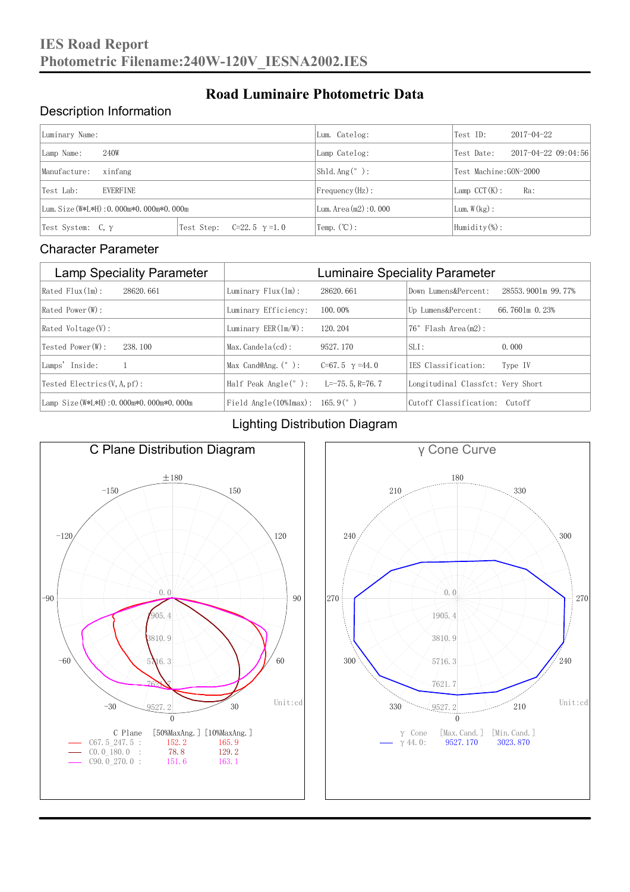# IES Road Report
# Photometric Filename:240W-120V_IESNA2002.IES

## Road Luminaire Photometric Data

### Description Information

| Luminary Name: | | Lum. Catelog: | Test ID: 2017-04-22 |
|---|---|---|---|
| Lamp Name: 240W | | Lamp Catelog: | Test Date: 2017-04-22 09:04:56 |
| Manufacture: xinfang | | Shld. Ang(°): | Test Machine:GON-2000 |
| Test Lab: EVERFINE | | Frequency(Hz): | Lamp CCT(K): Ra: |
| Lum. Size(W*L*H):0.000m*0.000m*0.000m | | Lum. Area(m2):0.000 | Lum. W(kg): |
| Test System: C, γ | Test Step: C=22.5 γ=1.0 | Temp.(℃): | Humidity(%): |

### Character Parameter

| Lamp Speciality Parameter | Luminaire Speciality Parameter | |
|---|---|---|
| Rated Flux(lm): 28620.661 | Luminary Flux(lm): 28620.661 | Down Lumens&Percent: 28553.9001m 99.77% |
| Rated Power(W): | Luminary Efficiency: 100.00% | Up Lumens&Percent: 66.7601m 0.23% |
| Rated Voltage(V): | Luminary EER(lm/W): 120.204 | 76° Flash Area(m2): |
| Tested Power(W): 238.100 | Max. Candela(cd): 9527.170 | SLI: 0.000 |
| Lamps' Inside: 1 | Max Cand@Ang.(°): C=67.5 γ=44.0 | IES Classification: Type IV |
| Tested Electrics(V, A, pf): | Half Peak Angle(°): L=-75.5, R=76.7 | Longitudinal Classfct: Very Short |
| Lamp Size(W*L*H):0.000m*0.000m*0.000m | Field Angle(10%Imax): 165.9(°) | Cutoff Classification: Cutoff |

### Lighting Distribution Diagram

**C Plane Distribution Diagram**

Unit:cd

| C Plane | [50%MaxAng.] | [10%MaxAng.] |
|---|---|---|
| C67.5_247.5 : | 152.2 | 165.9 |
| C0.0_180.0 : | 78.8 | 129.2 |
| C90.0_270.0 : | 151.6 | 163.1 |

**γ Cone Curve**

Unit:cd

| γ Cone | [Max. Cand.] | [Min. Cand.] |
|---|---|---|
| γ 44.0: | 9527.170 | 3023.870 |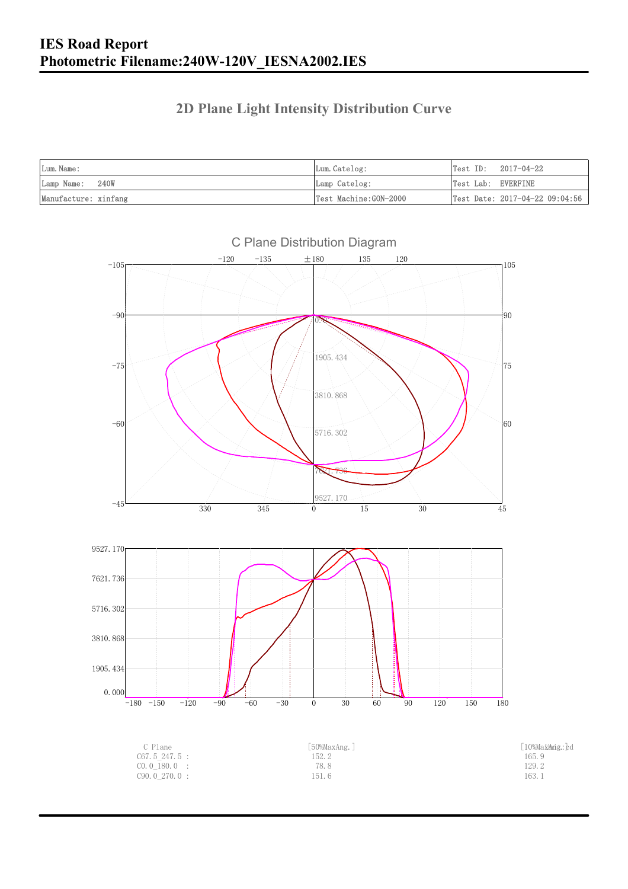# IES Road Report
# Photometric Filename:240W-120V_IESNA2002.IES

## 2D Plane Light Intensity Distribution Curve

| Lum.Name: | Lum.Catelog: | Test ID: 2017-04-22 |
|---|---|---|
| Lamp Name: 240W | Lamp Catelog: | Test Lab: EVERFINE |
| Manufacture: xinfang | Test Machine:GON-2000 | Test Date: 2017-04-22 09:04:56 |

C Plane Distribution Diagram

| C Plane | [50%MaxAng.] | [10%MaxAng.] Unit:cd |
|---|---|---|
| C67.5_247.5 : | 152.2 | 165.9 |
| C0.0_180.0 : | 78.8 | 129.2 |
| C90.0_270.0 : | 151.6 | 163.1 |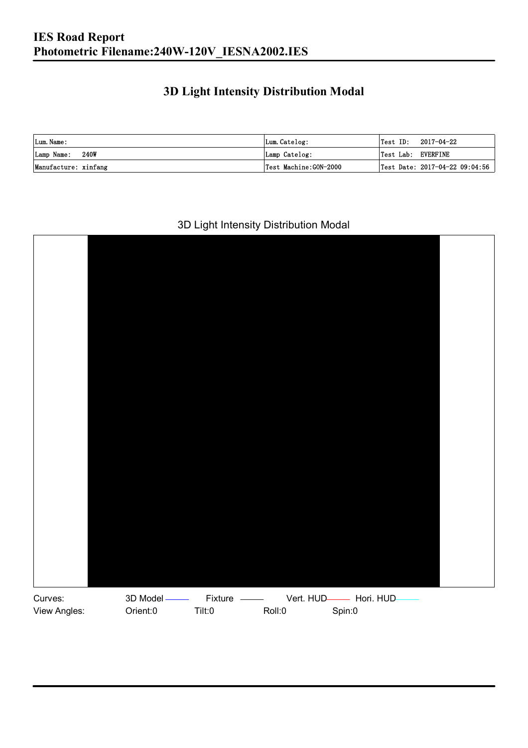# IES Road Report
# Photometric Filename:240W-120V_IESNA2002.IES

## 3D Light Intensity Distribution Modal

| Lum. Name: | Lum. Catelog: | Test ID: 2017-04-22 |
|---|---|---|
| Lamp Name: 240W | Lamp Catelog: | Test Lab: EVERFINE |
| Manufacture: xinfang | Test Machine:GON-2000 | Test Date: 2017-04-22 09:04:56 |

3D Light Intensity Distribution Modal

Curves: 3D Model Fixture Vert. HUD Hori. HUD

View Angles: Orient:0 Tilt:0 Roll:0 Spin:0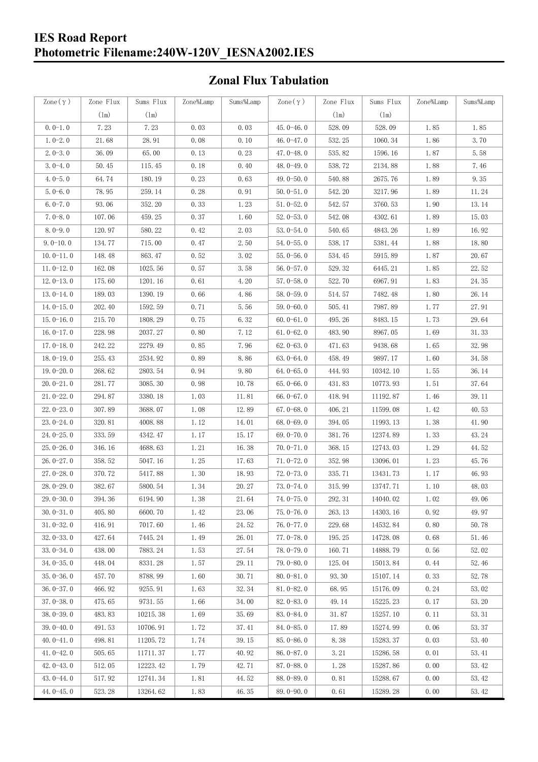# IES Road Report
## Photometric Filename:240W-120V_IESNA2002.IES

### Zonal Flux Tabulation

| Zone(γ) | Zone Flux (lm) | Sums Flux (lm) | Zone%Lamp | Sums%Lamp | Zone(γ) | Zone Flux (lm) | Sums Flux (lm) | Zone%Lamp | Sums%Lamp |
|---|---|---|---|---|---|---|---|---|---|
| 0.0-1.0 | 7.23 | 7.23 | 0.03 | 0.03 | 45.0-46.0 | 528.09 | 528.09 | 1.85 | 1.85 |
| 1.0-2.0 | 21.68 | 28.91 | 0.08 | 0.10 | 46.0-47.0 | 532.25 | 1060.34 | 1.86 | 3.70 |
| 2.0-3.0 | 36.09 | 65.00 | 0.13 | 0.23 | 47.0-48.0 | 535.82 | 1596.16 | 1.87 | 5.58 |
| 3.0-4.0 | 50.45 | 115.45 | 0.18 | 0.40 | 48.0-49.0 | 538.72 | 2134.88 | 1.88 | 7.46 |
| 4.0-5.0 | 64.74 | 180.19 | 0.23 | 0.63 | 49.0-50.0 | 540.88 | 2675.76 | 1.89 | 9.35 |
| 5.0-6.0 | 78.95 | 259.14 | 0.28 | 0.91 | 50.0-51.0 | 542.20 | 3217.96 | 1.89 | 11.24 |
| 6.0-7.0 | 93.06 | 352.20 | 0.33 | 1.23 | 51.0-52.0 | 542.57 | 3760.53 | 1.90 | 13.14 |
| 7.0-8.0 | 107.06 | 459.25 | 0.37 | 1.60 | 52.0-53.0 | 542.08 | 4302.61 | 1.89 | 15.03 |
| 8.0-9.0 | 120.97 | 580.22 | 0.42 | 2.03 | 53.0-54.0 | 540.65 | 4843.26 | 1.89 | 16.92 |
| 9.0-10.0 | 134.77 | 715.00 | 0.47 | 2.50 | 54.0-55.0 | 538.17 | 5381.44 | 1.88 | 18.80 |
| 10.0-11.0 | 148.48 | 863.47 | 0.52 | 3.02 | 55.0-56.0 | 534.45 | 5915.89 | 1.87 | 20.67 |
| 11.0-12.0 | 162.08 | 1025.56 | 0.57 | 3.58 | 56.0-57.0 | 529.32 | 6445.21 | 1.85 | 22.52 |
| 12.0-13.0 | 175.60 | 1201.16 | 0.61 | 4.20 | 57.0-58.0 | 522.70 | 6967.91 | 1.83 | 24.35 |
| 13.0-14.0 | 189.03 | 1390.19 | 0.66 | 4.86 | 58.0-59.0 | 514.57 | 7482.48 | 1.80 | 26.14 |
| 14.0-15.0 | 202.40 | 1592.59 | 0.71 | 5.56 | 59.0-60.0 | 505.41 | 7987.89 | 1.77 | 27.91 |
| 15.0-16.0 | 215.70 | 1808.29 | 0.75 | 6.32 | 60.0-61.0 | 495.26 | 8483.15 | 1.73 | 29.64 |
| 16.0-17.0 | 228.98 | 2037.27 | 0.80 | 7.12 | 61.0-62.0 | 483.90 | 8967.05 | 1.69 | 31.33 |
| 17.0-18.0 | 242.22 | 2279.49 | 0.85 | 7.96 | 62.0-63.0 | 471.63 | 9438.68 | 1.65 | 32.98 |
| 18.0-19.0 | 255.43 | 2534.92 | 0.89 | 8.86 | 63.0-64.0 | 458.49 | 9897.17 | 1.60 | 34.58 |
| 19.0-20.0 | 268.62 | 2803.54 | 0.94 | 9.80 | 64.0-65.0 | 444.93 | 10342.10 | 1.55 | 36.14 |
| 20.0-21.0 | 281.77 | 3085.30 | 0.98 | 10.78 | 65.0-66.0 | 431.83 | 10773.93 | 1.51 | 37.64 |
| 21.0-22.0 | 294.87 | 3380.18 | 1.03 | 11.81 | 66.0-67.0 | 418.94 | 11192.87 | 1.46 | 39.11 |
| 22.0-23.0 | 307.89 | 3688.07 | 1.08 | 12.89 | 67.0-68.0 | 406.21 | 11599.08 | 1.42 | 40.53 |
| 23.0-24.0 | 320.81 | 4008.88 | 1.12 | 14.01 | 68.0-69.0 | 394.05 | 11993.13 | 1.38 | 41.90 |
| 24.0-25.0 | 333.59 | 4342.47 | 1.17 | 15.17 | 69.0-70.0 | 381.76 | 12374.89 | 1.33 | 43.24 |
| 25.0-26.0 | 346.16 | 4688.63 | 1.21 | 16.38 | 70.0-71.0 | 368.15 | 12743.03 | 1.29 | 44.52 |
| 26.0-27.0 | 358.52 | 5047.16 | 1.25 | 17.63 | 71.0-72.0 | 352.98 | 13096.01 | 1.23 | 45.76 |
| 27.0-28.0 | 370.72 | 5417.88 | 1.30 | 18.93 | 72.0-73.0 | 335.71 | 13431.73 | 1.17 | 46.93 |
| 28.0-29.0 | 382.67 | 5800.54 | 1.34 | 20.27 | 73.0-74.0 | 315.99 | 13747.71 | 1.10 | 48.03 |
| 29.0-30.0 | 394.36 | 6194.90 | 1.38 | 21.64 | 74.0-75.0 | 292.31 | 14040.02 | 1.02 | 49.06 |
| 30.0-31.0 | 405.80 | 6600.70 | 1.42 | 23.06 | 75.0-76.0 | 263.13 | 14303.16 | 0.92 | 49.97 |
| 31.0-32.0 | 416.91 | 7017.60 | 1.46 | 24.52 | 76.0-77.0 | 229.68 | 14532.84 | 0.80 | 50.78 |
| 32.0-33.0 | 427.64 | 7445.24 | 1.49 | 26.01 | 77.0-78.0 | 195.25 | 14728.08 | 0.68 | 51.46 |
| 33.0-34.0 | 438.00 | 7883.24 | 1.53 | 27.54 | 78.0-79.0 | 160.71 | 14888.79 | 0.56 | 52.02 |
| 34.0-35.0 | 448.04 | 8331.28 | 1.57 | 29.11 | 79.0-80.0 | 125.04 | 15013.84 | 0.44 | 52.46 |
| 35.0-36.0 | 457.70 | 8788.99 | 1.60 | 30.71 | 80.0-81.0 | 93.30 | 15107.14 | 0.33 | 52.78 |
| 36.0-37.0 | 466.92 | 9255.91 | 1.63 | 32.34 | 81.0-82.0 | 68.95 | 15176.09 | 0.24 | 53.02 |
| 37.0-38.0 | 475.65 | 9731.55 | 1.66 | 34.00 | 82.0-83.0 | 49.14 | 15225.23 | 0.17 | 53.20 |
| 38.0-39.0 | 483.83 | 10215.38 | 1.69 | 35.69 | 83.0-84.0 | 31.87 | 15257.10 | 0.11 | 53.31 |
| 39.0-40.0 | 491.53 | 10706.91 | 1.72 | 37.41 | 84.0-85.0 | 17.89 | 15274.99 | 0.06 | 53.37 |
| 40.0-41.0 | 498.81 | 11205.72 | 1.74 | 39.15 | 85.0-86.0 | 8.38 | 15283.37 | 0.03 | 53.40 |
| 41.0-42.0 | 505.65 | 11711.37 | 1.77 | 40.92 | 86.0-87.0 | 3.21 | 15286.58 | 0.01 | 53.41 |
| 42.0-43.0 | 512.05 | 12223.42 | 1.79 | 42.71 | 87.0-88.0 | 1.28 | 15287.86 | 0.00 | 53.42 |
| 43.0-44.0 | 517.92 | 12741.34 | 1.81 | 44.52 | 88.0-89.0 | 0.81 | 15288.67 | 0.00 | 53.42 |
| 44.0-45.0 | 523.28 | 13264.62 | 1.83 | 46.35 | 89.0-90.0 | 0.61 | 15289.28 | 0.00 | 53.42 |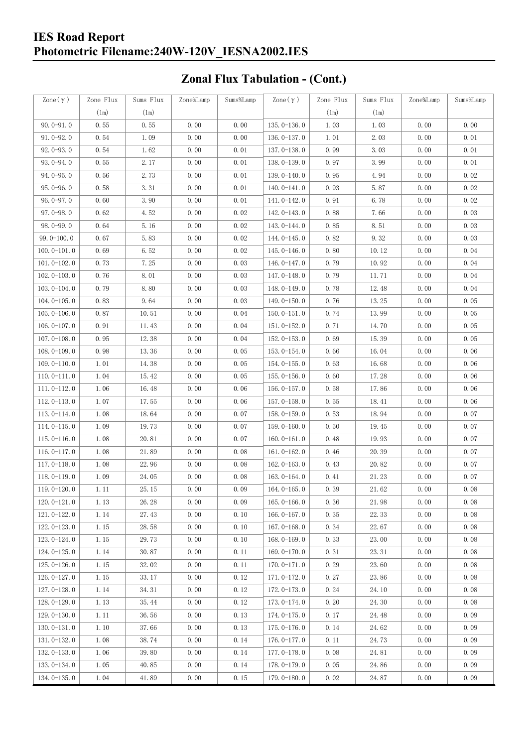# IES Road Report
# Photometric Filename:240W-120V_IESNA2002.IES

## Zonal Flux Tabulation - (Cont.)

| Zone(γ) | Zone Flux (lm) | Sums Flux (lm) | Zone%Lamp | Sums%Lamp | Zone(γ) | Zone Flux (lm) | Sums Flux (lm) | Zone%Lamp | Sums%Lamp |
|---|---|---|---|---|---|---|---|---|---|
| 90.0-91.0 | 0.55 | 0.55 | 0.00 | 0.00 | 135.0-136.0 | 1.03 | 1.03 | 0.00 | 0.00 |
| 91.0-92.0 | 0.54 | 1.09 | 0.00 | 0.00 | 136.0-137.0 | 1.01 | 2.03 | 0.00 | 0.01 |
| 92.0-93.0 | 0.54 | 1.62 | 0.00 | 0.01 | 137.0-138.0 | 0.99 | 3.03 | 0.00 | 0.01 |
| 93.0-94.0 | 0.55 | 2.17 | 0.00 | 0.01 | 138.0-139.0 | 0.97 | 3.99 | 0.00 | 0.01 |
| 94.0-95.0 | 0.56 | 2.73 | 0.00 | 0.01 | 139.0-140.0 | 0.95 | 4.94 | 0.00 | 0.02 |
| 95.0-96.0 | 0.58 | 3.31 | 0.00 | 0.01 | 140.0-141.0 | 0.93 | 5.87 | 0.00 | 0.02 |
| 96.0-97.0 | 0.60 | 3.90 | 0.00 | 0.01 | 141.0-142.0 | 0.91 | 6.78 | 0.00 | 0.02 |
| 97.0-98.0 | 0.62 | 4.52 | 0.00 | 0.02 | 142.0-143.0 | 0.88 | 7.66 | 0.00 | 0.03 |
| 98.0-99.0 | 0.64 | 5.16 | 0.00 | 0.02 | 143.0-144.0 | 0.85 | 8.51 | 0.00 | 0.03 |
| 99.0-100.0 | 0.67 | 5.83 | 0.00 | 0.02 | 144.0-145.0 | 0.82 | 9.32 | 0.00 | 0.03 |
| 100.0-101.0 | 0.69 | 6.52 | 0.00 | 0.02 | 145.0-146.0 | 0.80 | 10.12 | 0.00 | 0.04 |
| 101.0-102.0 | 0.73 | 7.25 | 0.00 | 0.03 | 146.0-147.0 | 0.79 | 10.92 | 0.00 | 0.04 |
| 102.0-103.0 | 0.76 | 8.01 | 0.00 | 0.03 | 147.0-148.0 | 0.79 | 11.71 | 0.00 | 0.04 |
| 103.0-104.0 | 0.79 | 8.80 | 0.00 | 0.03 | 148.0-149.0 | 0.78 | 12.48 | 0.00 | 0.04 |
| 104.0-105.0 | 0.83 | 9.64 | 0.00 | 0.03 | 149.0-150.0 | 0.76 | 13.25 | 0.00 | 0.05 |
| 105.0-106.0 | 0.87 | 10.51 | 0.00 | 0.04 | 150.0-151.0 | 0.74 | 13.99 | 0.00 | 0.05 |
| 106.0-107.0 | 0.91 | 11.43 | 0.00 | 0.04 | 151.0-152.0 | 0.71 | 14.70 | 0.00 | 0.05 |
| 107.0-108.0 | 0.95 | 12.38 | 0.00 | 0.04 | 152.0-153.0 | 0.69 | 15.39 | 0.00 | 0.05 |
| 108.0-109.0 | 0.98 | 13.36 | 0.00 | 0.05 | 153.0-154.0 | 0.66 | 16.04 | 0.00 | 0.06 |
| 109.0-110.0 | 1.01 | 14.38 | 0.00 | 0.05 | 154.0-155.0 | 0.63 | 16.68 | 0.00 | 0.06 |
| 110.0-111.0 | 1.04 | 15.42 | 0.00 | 0.05 | 155.0-156.0 | 0.60 | 17.28 | 0.00 | 0.06 |
| 111.0-112.0 | 1.06 | 16.48 | 0.00 | 0.06 | 156.0-157.0 | 0.58 | 17.86 | 0.00 | 0.06 |
| 112.0-113.0 | 1.07 | 17.55 | 0.00 | 0.06 | 157.0-158.0 | 0.55 | 18.41 | 0.00 | 0.06 |
| 113.0-114.0 | 1.08 | 18.64 | 0.00 | 0.07 | 158.0-159.0 | 0.53 | 18.94 | 0.00 | 0.07 |
| 114.0-115.0 | 1.09 | 19.73 | 0.00 | 0.07 | 159.0-160.0 | 0.50 | 19.45 | 0.00 | 0.07 |
| 115.0-116.0 | 1.08 | 20.81 | 0.00 | 0.07 | 160.0-161.0 | 0.48 | 19.93 | 0.00 | 0.07 |
| 116.0-117.0 | 1.08 | 21.89 | 0.00 | 0.08 | 161.0-162.0 | 0.46 | 20.39 | 0.00 | 0.07 |
| 117.0-118.0 | 1.08 | 22.96 | 0.00 | 0.08 | 162.0-163.0 | 0.43 | 20.82 | 0.00 | 0.07 |
| 118.0-119.0 | 1.09 | 24.05 | 0.00 | 0.08 | 163.0-164.0 | 0.41 | 21.23 | 0.00 | 0.07 |
| 119.0-120.0 | 1.11 | 25.15 | 0.00 | 0.09 | 164.0-165.0 | 0.39 | 21.62 | 0.00 | 0.08 |
| 120.0-121.0 | 1.13 | 26.28 | 0.00 | 0.09 | 165.0-166.0 | 0.36 | 21.98 | 0.00 | 0.08 |
| 121.0-122.0 | 1.14 | 27.43 | 0.00 | 0.10 | 166.0-167.0 | 0.35 | 22.33 | 0.00 | 0.08 |
| 122.0-123.0 | 1.15 | 28.58 | 0.00 | 0.10 | 167.0-168.0 | 0.34 | 22.67 | 0.00 | 0.08 |
| 123.0-124.0 | 1.15 | 29.73 | 0.00 | 0.10 | 168.0-169.0 | 0.33 | 23.00 | 0.00 | 0.08 |
| 124.0-125.0 | 1.14 | 30.87 | 0.00 | 0.11 | 169.0-170.0 | 0.31 | 23.31 | 0.00 | 0.08 |
| 125.0-126.0 | 1.15 | 32.02 | 0.00 | 0.11 | 170.0-171.0 | 0.29 | 23.60 | 0.00 | 0.08 |
| 126.0-127.0 | 1.15 | 33.17 | 0.00 | 0.12 | 171.0-172.0 | 0.27 | 23.86 | 0.00 | 0.08 |
| 127.0-128.0 | 1.14 | 34.31 | 0.00 | 0.12 | 172.0-173.0 | 0.24 | 24.10 | 0.00 | 0.08 |
| 128.0-129.0 | 1.13 | 35.44 | 0.00 | 0.12 | 173.0-174.0 | 0.20 | 24.30 | 0.00 | 0.08 |
| 129.0-130.0 | 1.11 | 36.56 | 0.00 | 0.13 | 174.0-175.0 | 0.17 | 24.48 | 0.00 | 0.09 |
| 130.0-131.0 | 1.10 | 37.66 | 0.00 | 0.13 | 175.0-176.0 | 0.14 | 24.62 | 0.00 | 0.09 |
| 131.0-132.0 | 1.08 | 38.74 | 0.00 | 0.14 | 176.0-177.0 | 0.11 | 24.73 | 0.00 | 0.09 |
| 132.0-133.0 | 1.06 | 39.80 | 0.00 | 0.14 | 177.0-178.0 | 0.08 | 24.81 | 0.00 | 0.09 |
| 133.0-134.0 | 1.05 | 40.85 | 0.00 | 0.14 | 178.0-179.0 | 0.05 | 24.86 | 0.00 | 0.09 |
| 134.0-135.0 | 1.04 | 41.89 | 0.00 | 0.15 | 179.0-180.0 | 0.02 | 24.87 | 0.00 | 0.09 |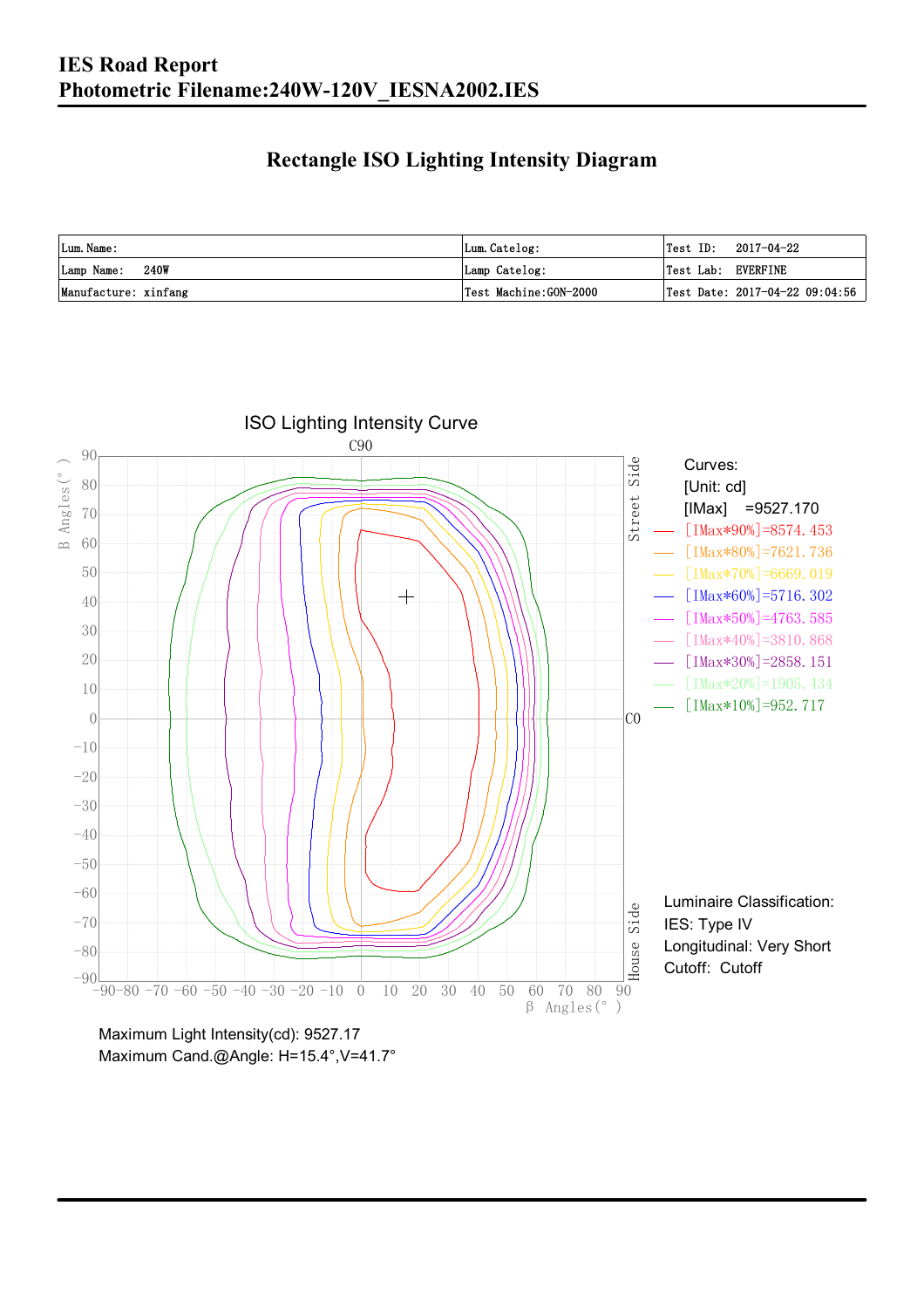# IES Road Report
# Photometric Filename:240W-120V_IESNA2002.IES

## Rectangle ISO Lighting Intensity Diagram

| Lum. Name: | Lum. Catelog: | Test ID: 2017-04-22 |
|---|---|---|
| Lamp Name: 240W | Lamp Catelog: | Test Lab: EVERFINE |
| Manufacture: xinfang | Test Machine:GON-2000 | Test Date: 2017-04-22 09:04:56 |

ISO Lighting Intensity Curve

Curves:
[Unit: cd]
[IMax] =9527.170
[IMax*90%]=8574.453
[IMax*80%]=7621.736
[IMax*70%]=6669.019
[IMax*60%]=5716.302
[IMax*50%]=4763.585
[IMax*40%]=3810.868
[IMax*30%]=2858.151
[IMax*20%]=1905.434
[IMax*10%]=952.717

Luminaire Classification:
IES: Type IV
Longitudinal: Very Short
Cutoff: Cutoff

Maximum Light Intensity(cd): 9527.17
Maximum Cand.@Angle: H=15.4°,V=41.7°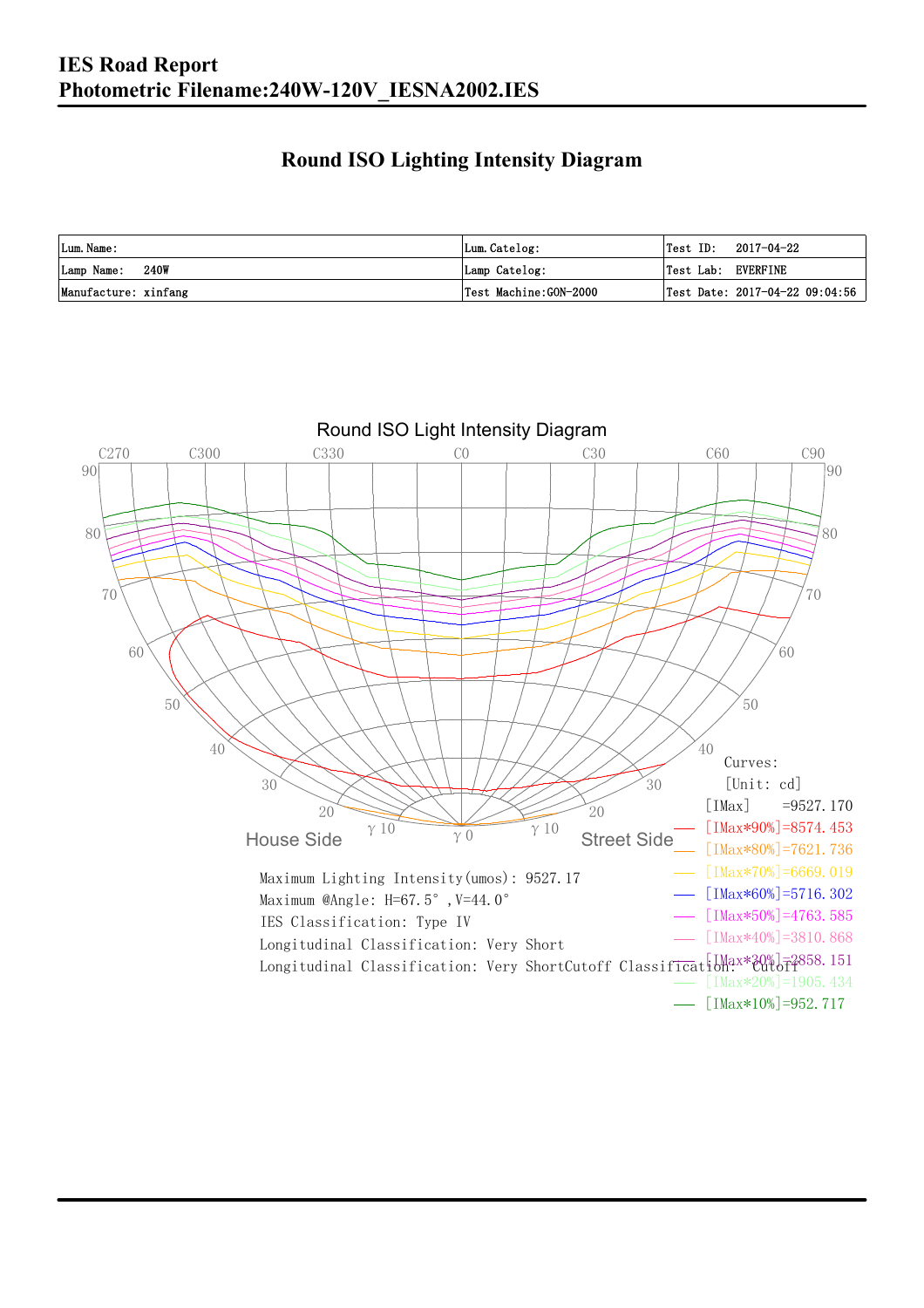**IES Road Report**
**Photometric Filename:240W-120V_IESNA2002.IES**

## Round ISO Lighting Intensity Diagram

| Lum.Name: | Lum.Catelog: | Test ID: 2017-04-22 |
|---|---|---|
| Lamp Name: 240W | Lamp Catelog: | Test Lab: EVERFINE |
| Manufacture: xinfang | Test Machine:GON-2000 | Test Date: 2017-04-22 09:04:56 |

Round ISO Light Intensity Diagram

Curves:
[Unit: cd]
[IMax] =9527.170
[IMax*90%]=8574.453
[IMax*80%]=7621.736
[IMax*70%]=6669.019
[IMax*60%]=5716.302
[IMax*50%]=4763.585
[IMax*40%]=3810.868
[IMax*30%]=2858.151
[IMax*20%]=1905.434
[IMax*10%]=952.717

Maximum Lighting Intensity(umos): 9527.17
Maximum @Angle: H=67.5°,V=44.0°
IES Classification: Type IV
Longitudinal Classification: Very Short
Longitudinal Classification: Very ShortCutoff Classification: Cutoff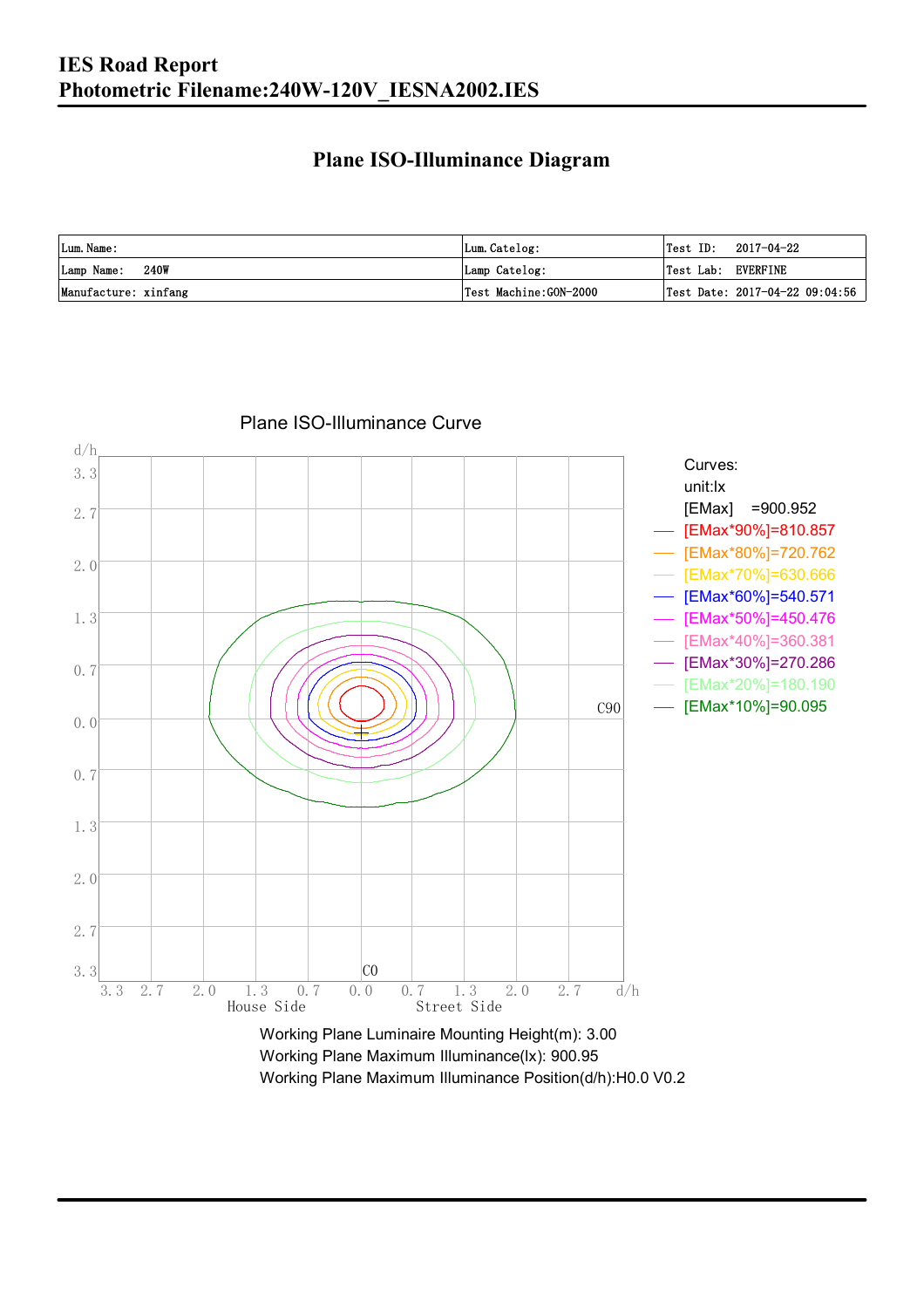# IES Road Report
# Photometric Filename:240W-120V_IESNA2002.IES

## Plane ISO-Illuminance Diagram

| Lum. Name: | Lum. Catelog: | Test ID: 2017-04-22 |
|---|---|---|
| Lamp Name: 240W | Lamp Catelog: | Test Lab: EVERFINE |
| Manufacture: xinfang | Test Machine:GON-2000 | Test Date: 2017-04-22 09:04:56 |

Plane ISO-Illuminance Curve

Curves:
unit:lx
[EMax] =900.952
[EMax*90%]=810.857
[EMax*80%]=720.762
[EMax*70%]=630.666
[EMax*60%]=540.571
[EMax*50%]=450.476
[EMax*40%]=360.381
[EMax*30%]=270.286
[EMax*20%]=180.190
[EMax*10%]=90.095

Working Plane Luminaire Mounting Height(m): 3.00
Working Plane Maximum Illuminance(lx): 900.95
Working Plane Maximum Illuminance Position(d/h):H0.0 V0.2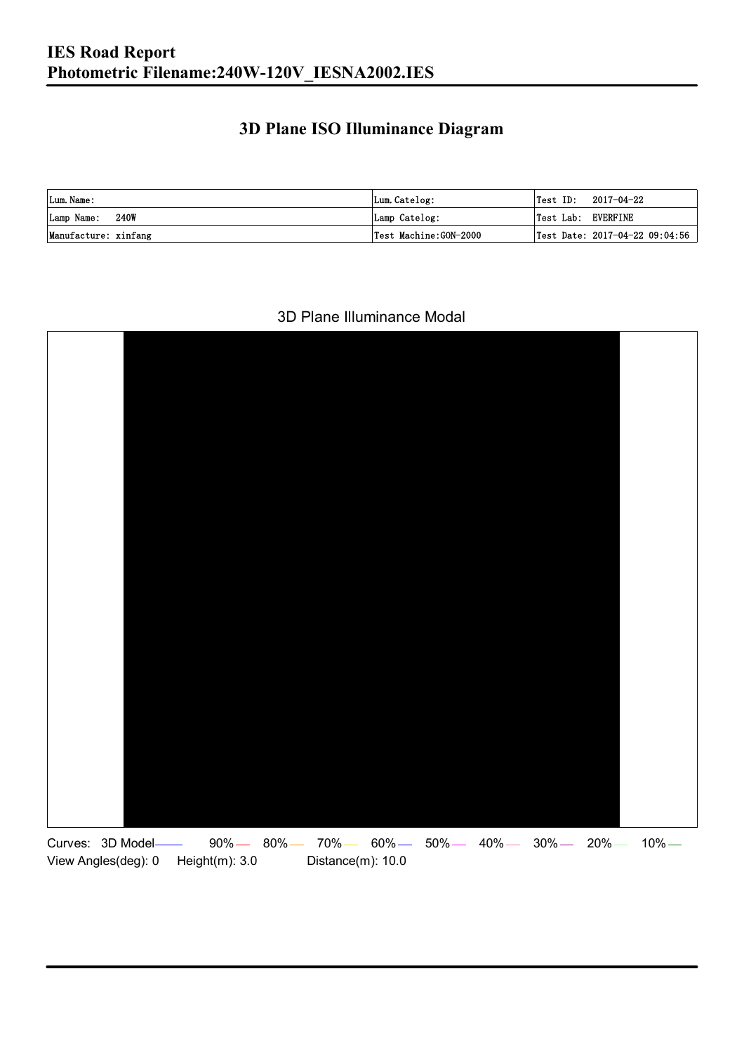# IES Road Report
# Photometric Filename:240W-120V_IESNA2002.IES

## 3D Plane ISO Illuminance Diagram

| Lum. Name: | Lum. Catelog: | Test ID: 2017-04-22 |
| --- | --- | --- |
| Lamp Name: 240W | Lamp Catelog: | Test Lab: EVERFINE |
| Manufacture: xinfang | Test Machine:GON-2000 | Test Date: 2017-04-22 09:04:56 |

3D Plane Illuminance Modal

Curves: 3D Model 90% 80% 70% 60% 50% 40% 30% 20% 10%

View Angles(deg): 0 Height(m): 3.0 Distance(m): 10.0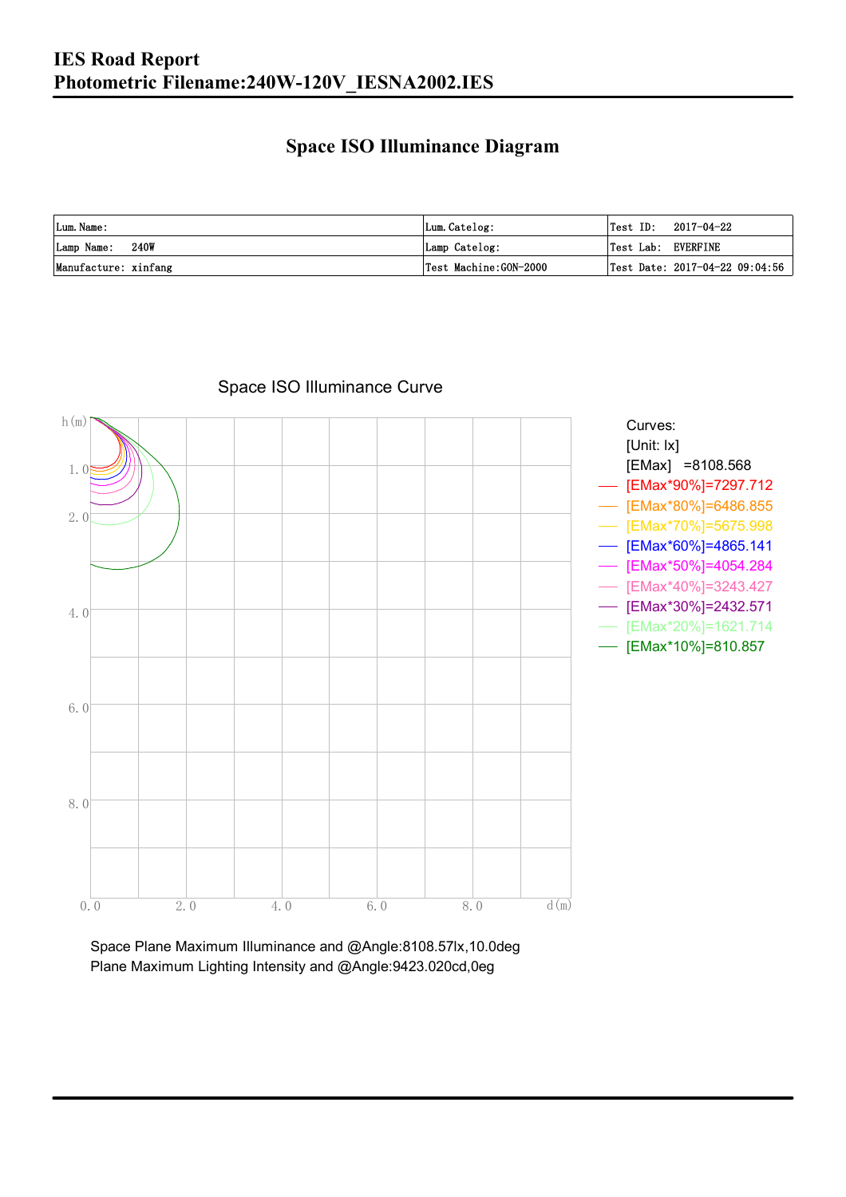# IES Road Report
# Photometric Filename:240W-120V_IESNA2002.IES

## Space ISO Illuminance Diagram

| Lum.Name: | Lum.Catelog: | Test ID: 2017-04-22 |
|---|---|---|
| Lamp Name: 240W | Lamp Catelog: | Test Lab: EVERFINE |
| Manufacture: xinfang | Test Machine:GON-2000 | Test Date: 2017-04-22 09:04:56 |

Space ISO Illuminance Curve

h(m)

1.0
2.0
4.0
6.0
8.0

0.0 2.0 4.0 6.0 8.0 d(m)

Curves:
[Unit: lx]
[EMax] =8108.568
[EMax*90%]=7297.712
[EMax*80%]=6486.855
[EMax*70%]=5675.998
[EMax*60%]=4865.141
[EMax*50%]=4054.284
[EMax*40%]=3243.427
[EMax*30%]=2432.571
[EMax*20%]=1621.714
[EMax*10%]=810.857

Space Plane Maximum Illuminance and @Angle:8108.57lx,10.0deg
Plane Maximum Lighting Intensity and @Angle:9423.020cd,0eg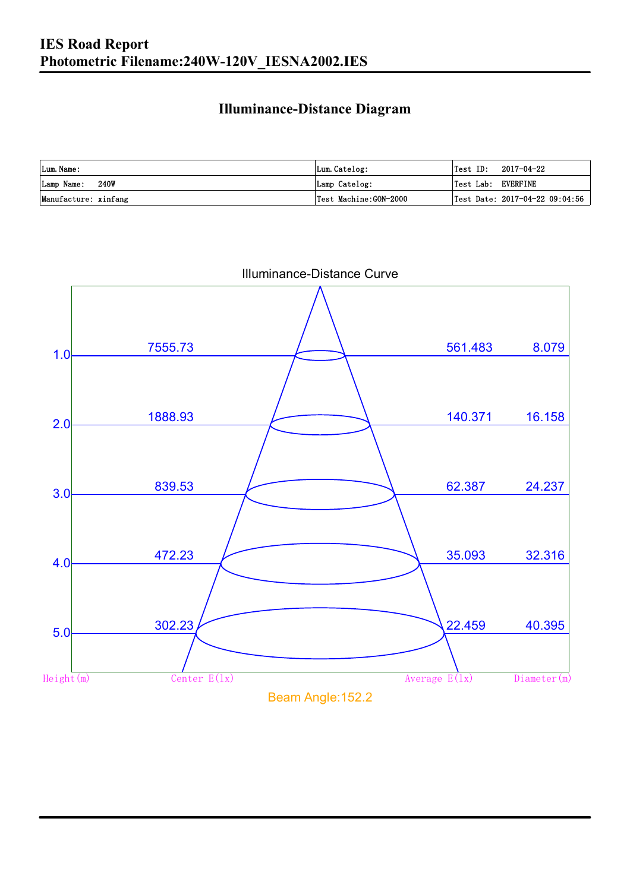# IES Road Report
# Photometric Filename:240W-120V_IESNA2002.IES

## Illuminance-Distance Diagram

| Lum.Name: | Lum.Catelog: | Test ID: 2017-04-22 |
|---|---|---|
| Lamp Name: 240W | Lamp Catelog: | Test Lab: EVERFINE |
| Manufacture: xinfang | Test Machine:GON-2000 | Test Date: 2017-04-22 09:04:56 |

Illuminance-Distance Curve

| Height(m) | Center E(lx) | Average E(lx) | Diameter(m) |
|---|---|---|---|
| 1.0 | 7555.73 | 561.483 | 8.079 |
| 2.0 | 1888.93 | 140.371 | 16.158 |
| 3.0 | 839.53 | 62.387 | 24.237 |
| 4.0 | 472.23 | 35.093 | 32.316 |
| 5.0 | 302.23 | 22.459 | 40.395 |

Beam Angle:152.2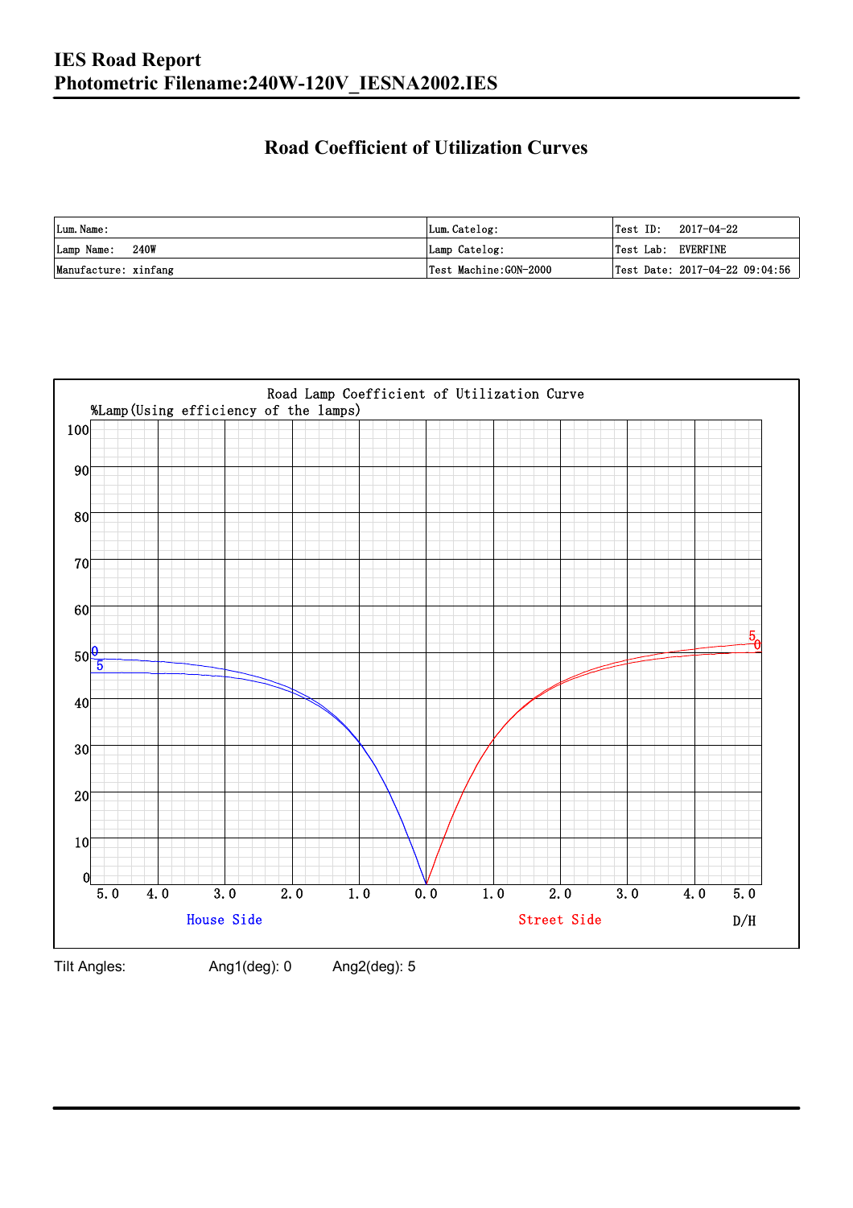# IES Road Report
**Photometric Filename:240W-120V_IESNA2002.IES**

## Road Coefficient of Utilization Curves

| Lum. Name: | Lum. Catelog: | Test ID: 2017-04-22 |
|---|---|---|
| Lamp Name: 240W | Lamp Catelog: | Test Lab: EVERFINE |
| Manufacture: xinfang | Test Machine:GON-2000 | Test Date: 2017-04-22 09:04:56 |

Road Lamp Coefficient of Utilization Curve

%Lamp(Using efficiency of the lamps)

House Side | Street Side | D/H

Tilt Angles: Ang1(deg): 0 Ang2(deg): 5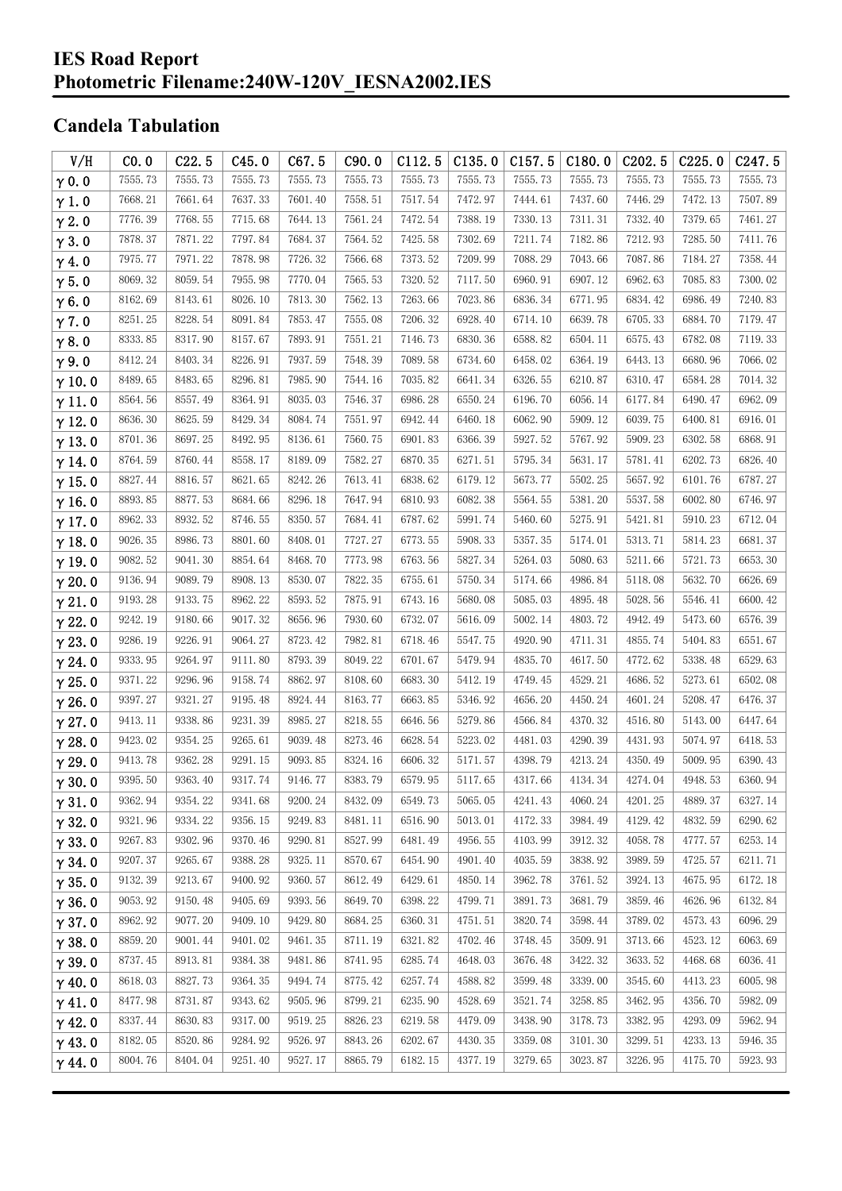# IES Road Report
# Photometric Filename:240W-120V_IESNA2002.IES

## Candela Tabulation

| V/H | C0.0 | C22.5 | C45.0 | C67.5 | C90.0 | C112.5 | C135.0 | C157.5 | C180.0 | C202.5 | C225.0 | C247.5 |
|---|---|---|---|---|---|---|---|---|---|---|---|---|
| γ0.0 | 7555.73 | 7555.73 | 7555.73 | 7555.73 | 7555.73 | 7555.73 | 7555.73 | 7555.73 | 7555.73 | 7555.73 | 7555.73 | 7555.73 |
| γ1.0 | 7668.21 | 7661.64 | 7637.33 | 7601.40 | 7558.51 | 7517.54 | 7472.97 | 7444.61 | 7437.60 | 7446.29 | 7472.13 | 7507.89 |
| γ2.0 | 7776.39 | 7768.55 | 7715.68 | 7644.13 | 7561.24 | 7472.54 | 7388.19 | 7330.13 | 7311.31 | 7332.40 | 7379.65 | 7461.27 |
| γ3.0 | 7878.37 | 7871.22 | 7797.84 | 7684.37 | 7564.52 | 7425.58 | 7302.69 | 7211.74 | 7182.86 | 7212.93 | 7285.50 | 7411.76 |
| γ4.0 | 7975.77 | 7971.22 | 7878.98 | 7726.32 | 7566.68 | 7373.52 | 7209.99 | 7088.29 | 7043.66 | 7087.86 | 7184.27 | 7358.44 |
| γ5.0 | 8069.32 | 8059.54 | 7955.98 | 7770.04 | 7565.53 | 7320.52 | 7117.50 | 6960.91 | 6907.12 | 6962.63 | 7085.83 | 7300.02 |
| γ6.0 | 8162.69 | 8143.61 | 8026.10 | 7813.30 | 7562.13 | 7263.66 | 7023.86 | 6836.34 | 6771.95 | 6834.42 | 6986.49 | 7240.83 |
| γ7.0 | 8251.25 | 8228.54 | 8091.84 | 7853.47 | 7555.08 | 7206.32 | 6928.40 | 6714.10 | 6639.78 | 6705.33 | 6884.70 | 7179.47 |
| γ8.0 | 8333.85 | 8317.90 | 8157.67 | 7893.91 | 7551.21 | 7146.73 | 6830.36 | 6588.82 | 6504.11 | 6575.43 | 6782.08 | 7119.33 |
| γ9.0 | 8412.24 | 8403.34 | 8226.91 | 7937.59 | 7548.39 | 7089.58 | 6734.60 | 6458.02 | 6364.19 | 6443.13 | 6680.96 | 7066.02 |
| γ10.0 | 8489.65 | 8483.65 | 8296.81 | 7985.90 | 7544.16 | 7035.82 | 6641.34 | 6326.55 | 6210.87 | 6310.47 | 6584.28 | 7014.32 |
| γ11.0 | 8564.56 | 8557.49 | 8364.91 | 8035.03 | 7546.37 | 6986.28 | 6550.24 | 6196.70 | 6056.14 | 6177.84 | 6490.47 | 6962.09 |
| γ12.0 | 8636.30 | 8625.59 | 8429.34 | 8084.74 | 7551.97 | 6942.44 | 6460.18 | 6062.90 | 5909.12 | 6039.75 | 6400.81 | 6916.01 |
| γ13.0 | 8701.36 | 8697.25 | 8492.95 | 8136.61 | 7560.75 | 6901.83 | 6366.39 | 5927.52 | 5767.92 | 5909.23 | 6302.58 | 6868.91 |
| γ14.0 | 8764.59 | 8760.44 | 8558.17 | 8189.09 | 7582.27 | 6870.35 | 6271.51 | 5795.34 | 5631.17 | 5781.41 | 6202.73 | 6826.40 |
| γ15.0 | 8827.44 | 8816.57 | 8621.65 | 8242.26 | 7613.41 | 6838.62 | 6179.12 | 5673.77 | 5502.25 | 5657.92 | 6101.76 | 6787.27 |
| γ16.0 | 8893.85 | 8877.53 | 8684.66 | 8296.18 | 7647.94 | 6810.93 | 6082.38 | 5564.55 | 5381.20 | 5537.58 | 6002.80 | 6746.97 |
| γ17.0 | 8962.33 | 8932.52 | 8746.55 | 8350.57 | 7684.41 | 6787.62 | 5991.74 | 5460.60 | 5275.91 | 5421.81 | 5910.23 | 6712.04 |
| γ18.0 | 9026.35 | 8986.73 | 8801.60 | 8408.01 | 7727.27 | 6773.55 | 5908.33 | 5357.35 | 5174.01 | 5313.71 | 5814.23 | 6681.37 |
| γ19.0 | 9082.52 | 9041.30 | 8854.64 | 8468.70 | 7773.98 | 6763.56 | 5827.34 | 5264.03 | 5080.63 | 5211.66 | 5721.73 | 6653.30 |
| γ20.0 | 9136.94 | 9089.79 | 8908.13 | 8530.07 | 7822.35 | 6755.61 | 5750.34 | 5174.66 | 4986.84 | 5118.08 | 5632.70 | 6626.69 |
| γ21.0 | 9193.28 | 9133.75 | 8962.22 | 8593.52 | 7875.91 | 6743.16 | 5680.08 | 5085.03 | 4895.48 | 5028.56 | 5546.41 | 6600.42 |
| γ22.0 | 9242.19 | 9180.66 | 9017.32 | 8656.96 | 7930.60 | 6732.07 | 5616.09 | 5002.14 | 4803.72 | 4942.49 | 5473.60 | 6576.39 |
| γ23.0 | 9286.19 | 9226.91 | 9064.27 | 8723.42 | 7982.81 | 6718.46 | 5547.75 | 4920.90 | 4711.31 | 4855.74 | 5404.83 | 6551.67 |
| γ24.0 | 9333.95 | 9264.97 | 9111.80 | 8793.39 | 8049.22 | 6701.67 | 5479.94 | 4835.70 | 4617.50 | 4772.62 | 5338.48 | 6529.63 |
| γ25.0 | 9371.22 | 9296.96 | 9158.74 | 8862.97 | 8108.60 | 6683.30 | 5412.19 | 4749.45 | 4529.21 | 4686.52 | 5273.61 | 6502.08 |
| γ26.0 | 9397.27 | 9321.27 | 9195.48 | 8924.44 | 8163.77 | 6663.85 | 5346.92 | 4656.20 | 4450.24 | 4601.24 | 5208.47 | 6476.37 |
| γ27.0 | 9413.11 | 9338.86 | 9231.39 | 8985.27 | 8218.55 | 6646.56 | 5279.86 | 4566.84 | 4370.32 | 4516.80 | 5143.00 | 6447.64 |
| γ28.0 | 9423.02 | 9354.25 | 9265.61 | 9039.48 | 8273.46 | 6628.54 | 5223.02 | 4481.03 | 4290.39 | 4431.93 | 5074.97 | 6418.53 |
| γ29.0 | 9413.78 | 9362.28 | 9291.15 | 9093.85 | 8324.16 | 6606.32 | 5171.57 | 4398.79 | 4213.24 | 4350.49 | 5009.95 | 6390.43 |
| γ30.0 | 9395.50 | 9363.40 | 9317.74 | 9146.77 | 8383.79 | 6579.95 | 5117.65 | 4317.66 | 4134.34 | 4274.04 | 4948.53 | 6360.94 |
| γ31.0 | 9362.94 | 9354.22 | 9341.68 | 9200.24 | 8432.09 | 6549.73 | 5065.05 | 4241.43 | 4060.24 | 4201.25 | 4889.37 | 6327.14 |
| γ32.0 | 9321.96 | 9334.22 | 9356.15 | 9249.83 | 8481.11 | 6516.90 | 5013.01 | 4172.33 | 3984.49 | 4129.42 | 4832.59 | 6290.62 |
| γ33.0 | 9267.83 | 9302.96 | 9370.46 | 9290.81 | 8527.99 | 6481.49 | 4956.55 | 4103.99 | 3912.32 | 4058.78 | 4777.57 | 6253.14 |
| γ34.0 | 9207.37 | 9265.67 | 9388.28 | 9325.11 | 8570.67 | 6454.90 | 4901.40 | 4035.59 | 3838.92 | 3989.59 | 4725.57 | 6211.71 |
| γ35.0 | 9132.39 | 9213.67 | 9400.92 | 9360.57 | 8612.49 | 6429.61 | 4850.14 | 3962.78 | 3761.52 | 3924.13 | 4675.95 | 6172.18 |
| γ36.0 | 9053.92 | 9150.48 | 9405.69 | 9393.56 | 8649.70 | 6398.22 | 4799.71 | 3891.73 | 3681.79 | 3859.46 | 4626.96 | 6132.84 |
| γ37.0 | 8962.92 | 9077.20 | 9409.10 | 9429.80 | 8684.25 | 6360.31 | 4751.51 | 3820.74 | 3598.44 | 3789.02 | 4573.43 | 6096.29 |
| γ38.0 | 8859.20 | 9001.44 | 9401.02 | 9461.35 | 8711.19 | 6321.82 | 4702.46 | 3748.45 | 3509.91 | 3713.66 | 4523.12 | 6063.69 |
| γ39.0 | 8737.45 | 8913.81 | 9384.38 | 9481.86 | 8741.95 | 6285.74 | 4648.03 | 3676.48 | 3422.32 | 3633.52 | 4468.68 | 6036.41 |
| γ40.0 | 8618.03 | 8827.73 | 9364.35 | 9494.74 | 8775.42 | 6257.74 | 4588.82 | 3599.48 | 3339.00 | 3545.60 | 4413.23 | 6005.98 |
| γ41.0 | 8477.98 | 8731.87 | 9343.62 | 9505.96 | 8799.21 | 6235.90 | 4528.69 | 3521.74 | 3258.85 | 3462.95 | 4356.70 | 5982.09 |
| γ42.0 | 8337.44 | 8630.83 | 9317.00 | 9519.25 | 8826.23 | 6219.58 | 4479.09 | 3438.90 | 3178.73 | 3382.95 | 4293.09 | 5962.94 |
| γ43.0 | 8182.05 | 8520.86 | 9284.92 | 9526.97 | 8843.26 | 6202.67 | 4430.35 | 3359.08 | 3101.30 | 3299.51 | 4233.13 | 5946.35 |
| γ44.0 | 8004.76 | 8404.04 | 9251.40 | 9527.17 | 8865.79 | 6182.15 | 4377.19 | 3279.65 | 3023.87 | 3226.95 | 4175.70 | 5923.93 |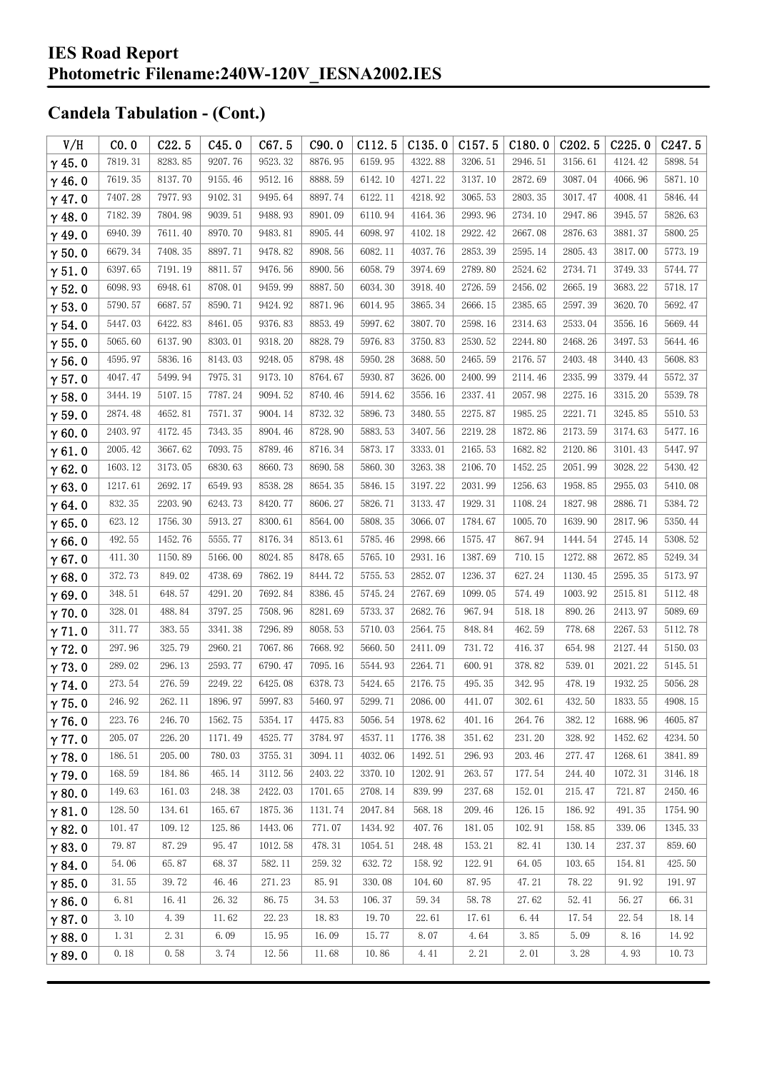# IES Road Report
# Photometric Filename:240W-120V_IESNA2002.IES

## Candela Tabulation - (Cont.)

| V/H | C0.0 | C22.5 | C45.0 | C67.5 | C90.0 | C112.5 | C135.0 | C157.5 | C180.0 | C202.5 | C225.0 | C247.5 |
|---|---|---|---|---|---|---|---|---|---|---|---|---|
| γ 45.0 | 7819.31 | 8283.85 | 9207.76 | 9523.32 | 8876.95 | 6159.95 | 4322.88 | 3206.51 | 2946.51 | 3156.61 | 4124.42 | 5898.54 |
| γ 46.0 | 7619.35 | 8137.70 | 9155.46 | 9512.16 | 8888.59 | 6142.10 | 4271.22 | 3137.10 | 2872.69 | 3087.04 | 4066.96 | 5871.10 |
| γ 47.0 | 7407.28 | 7977.93 | 9102.31 | 9495.64 | 8897.74 | 6122.11 | 4218.92 | 3065.53 | 2803.35 | 3017.47 | 4008.41 | 5846.44 |
| γ 48.0 | 7182.39 | 7804.98 | 9039.51 | 9488.93 | 8901.09 | 6110.94 | 4164.36 | 2993.96 | 2734.10 | 2947.86 | 3945.57 | 5826.63 |
| γ 49.0 | 6940.39 | 7611.40 | 8970.70 | 9483.81 | 8905.44 | 6098.97 | 4102.18 | 2922.42 | 2667.08 | 2876.63 | 3881.37 | 5800.25 |
| γ 50.0 | 6679.34 | 7408.35 | 8897.71 | 9478.82 | 8908.56 | 6082.11 | 4037.76 | 2853.39 | 2595.14 | 2805.43 | 3817.00 | 5773.19 |
| γ 51.0 | 6397.65 | 7191.19 | 8811.57 | 9476.56 | 8900.56 | 6058.79 | 3974.69 | 2789.80 | 2524.62 | 2734.71 | 3749.33 | 5744.77 |
| γ 52.0 | 6098.93 | 6948.61 | 8708.01 | 9459.99 | 8887.50 | 6034.30 | 3918.40 | 2726.59 | 2456.02 | 2665.19 | 3683.22 | 5718.17 |
| γ 53.0 | 5790.57 | 6687.57 | 8590.71 | 9424.92 | 8871.96 | 6014.95 | 3865.34 | 2666.15 | 2385.65 | 2597.39 | 3620.70 | 5692.47 |
| γ 54.0 | 5447.03 | 6422.83 | 8461.05 | 9376.83 | 8853.49 | 5997.62 | 3807.70 | 2598.16 | 2314.63 | 2533.04 | 3556.16 | 5669.44 |
| γ 55.0 | 5065.60 | 6137.90 | 8303.01 | 9318.20 | 8828.79 | 5976.83 | 3750.83 | 2530.52 | 2244.80 | 2468.26 | 3497.53 | 5644.46 |
| γ 56.0 | 4595.97 | 5836.16 | 8143.03 | 9248.05 | 8798.48 | 5950.28 | 3688.50 | 2465.59 | 2176.57 | 2403.48 | 3440.43 | 5608.83 |
| γ 57.0 | 4047.47 | 5499.94 | 7975.31 | 9173.10 | 8764.67 | 5930.87 | 3626.00 | 2400.99 | 2114.46 | 2335.99 | 3379.44 | 5572.37 |
| γ 58.0 | 3444.19 | 5107.15 | 7787.24 | 9094.52 | 8740.46 | 5914.62 | 3556.16 | 2337.41 | 2057.98 | 2275.16 | 3315.20 | 5539.78 |
| γ 59.0 | 2874.48 | 4652.81 | 7571.37 | 9004.14 | 8732.32 | 5896.73 | 3480.55 | 2275.87 | 1985.25 | 2221.71 | 3245.85 | 5510.53 |
| γ 60.0 | 2403.97 | 4172.45 | 7343.35 | 8904.46 | 8728.90 | 5883.53 | 3407.56 | 2219.28 | 1872.86 | 2173.59 | 3174.63 | 5477.16 |
| γ 61.0 | 2005.42 | 3667.62 | 7093.75 | 8789.46 | 8716.34 | 5873.17 | 3333.01 | 2165.53 | 1682.82 | 2120.86 | 3101.43 | 5447.97 |
| γ 62.0 | 1603.12 | 3173.05 | 6830.63 | 8660.73 | 8690.58 | 5860.30 | 3263.38 | 2106.70 | 1452.25 | 2051.99 | 3028.22 | 5430.42 |
| γ 63.0 | 1217.61 | 2692.17 | 6549.93 | 8538.28 | 8654.35 | 5846.15 | 3197.22 | 2031.99 | 1256.63 | 1958.85 | 2955.03 | 5410.08 |
| γ 64.0 | 832.35 | 2203.90 | 6243.73 | 8420.77 | 8606.27 | 5826.71 | 3133.47 | 1929.31 | 1108.24 | 1827.98 | 2886.71 | 5384.72 |
| γ 65.0 | 623.12 | 1756.30 | 5913.27 | 8300.61 | 8564.00 | 5808.35 | 3066.07 | 1784.67 | 1005.70 | 1639.90 | 2817.96 | 5350.44 |
| γ 66.0 | 492.55 | 1452.76 | 5555.77 | 8176.34 | 8513.61 | 5785.46 | 2998.66 | 1575.47 | 867.94 | 1444.54 | 2745.14 | 5308.52 |
| γ 67.0 | 411.30 | 1150.89 | 5166.00 | 8024.85 | 8478.65 | 5765.10 | 2931.16 | 1387.69 | 710.15 | 1272.88 | 2672.85 | 5249.34 |
| γ 68.0 | 372.73 | 849.02 | 4738.69 | 7862.19 | 8444.72 | 5755.53 | 2852.07 | 1236.37 | 627.24 | 1130.45 | 2595.35 | 5173.97 |
| γ 69.0 | 348.51 | 648.57 | 4291.20 | 7692.84 | 8386.45 | 5745.24 | 2767.69 | 1099.05 | 574.49 | 1003.92 | 2515.81 | 5112.48 |
| γ 70.0 | 328.01 | 488.84 | 3797.25 | 7508.96 | 8281.69 | 5733.37 | 2682.76 | 967.94 | 518.18 | 890.26 | 2413.97 | 5089.69 |
| γ 71.0 | 311.77 | 383.55 | 3341.38 | 7296.89 | 8058.53 | 5710.03 | 2564.75 | 848.84 | 462.59 | 778.68 | 2267.53 | 5112.78 |
| γ 72.0 | 297.96 | 325.79 | 2960.21 | 7067.86 | 7668.92 | 5660.50 | 2411.09 | 731.72 | 416.37 | 654.98 | 2127.44 | 5150.03 |
| γ 73.0 | 289.02 | 296.13 | 2593.77 | 6790.47 | 7095.16 | 5544.93 | 2264.71 | 600.91 | 378.82 | 539.01 | 2021.22 | 5145.51 |
| γ 74.0 | 273.54 | 276.59 | 2249.22 | 6425.08 | 6378.73 | 5424.65 | 2176.75 | 495.35 | 342.95 | 478.19 | 1932.25 | 5056.28 |
| γ 75.0 | 246.92 | 262.11 | 1896.97 | 5997.83 | 5460.97 | 5299.71 | 2086.00 | 441.07 | 302.61 | 432.50 | 1833.55 | 4908.15 |
| γ 76.0 | 223.76 | 246.70 | 1562.75 | 5354.17 | 4475.83 | 5056.54 | 1978.62 | 401.16 | 264.76 | 382.12 | 1688.96 | 4605.87 |
| γ 77.0 | 205.07 | 226.20 | 1171.49 | 4525.77 | 3784.97 | 4537.11 | 1776.38 | 351.62 | 231.20 | 328.92 | 1452.62 | 4234.50 |
| γ 78.0 | 186.51 | 205.00 | 780.03 | 3755.31 | 3094.11 | 4032.06 | 1492.51 | 296.93 | 203.46 | 277.47 | 1268.61 | 3841.89 |
| γ 79.0 | 168.59 | 184.86 | 465.14 | 3112.56 | 2403.22 | 3370.10 | 1202.91 | 263.57 | 177.54 | 244.40 | 1072.31 | 3146.18 |
| γ 80.0 | 149.63 | 161.03 | 248.38 | 2422.03 | 1701.65 | 2708.14 | 839.99 | 237.68 | 152.01 | 215.47 | 721.87 | 2450.46 |
| γ 81.0 | 128.50 | 134.61 | 165.67 | 1875.36 | 1131.74 | 2047.84 | 568.18 | 209.46 | 126.15 | 186.92 | 491.35 | 1754.90 |
| γ 82.0 | 101.47 | 109.12 | 125.86 | 1443.06 | 771.07 | 1434.92 | 407.76 | 181.05 | 102.91 | 158.85 | 339.06 | 1345.33 |
| γ 83.0 | 79.87 | 87.29 | 95.47 | 1012.58 | 478.31 | 1054.51 | 248.48 | 153.21 | 82.41 | 130.14 | 237.37 | 859.60 |
| γ 84.0 | 54.06 | 65.87 | 68.37 | 582.11 | 259.32 | 632.72 | 158.92 | 122.91 | 64.05 | 103.65 | 154.81 | 425.50 |
| γ 85.0 | 31.55 | 39.72 | 46.46 | 271.23 | 85.91 | 330.08 | 104.60 | 87.95 | 47.21 | 78.22 | 91.92 | 191.97 |
| γ 86.0 | 6.81 | 16.41 | 26.32 | 86.75 | 34.53 | 106.37 | 59.34 | 58.78 | 27.62 | 52.41 | 56.27 | 66.31 |
| γ 87.0 | 3.10 | 4.39 | 11.62 | 22.23 | 18.83 | 19.70 | 22.61 | 17.61 | 6.44 | 17.54 | 22.54 | 18.14 |
| γ 88.0 | 1.31 | 2.31 | 6.09 | 15.95 | 16.09 | 15.77 | 8.07 | 4.64 | 3.85 | 5.09 | 8.16 | 14.92 |
| γ 89.0 | 0.18 | 0.58 | 3.74 | 12.56 | 11.68 | 10.86 | 4.41 | 2.21 | 2.01 | 3.28 | 4.93 | 10.73 |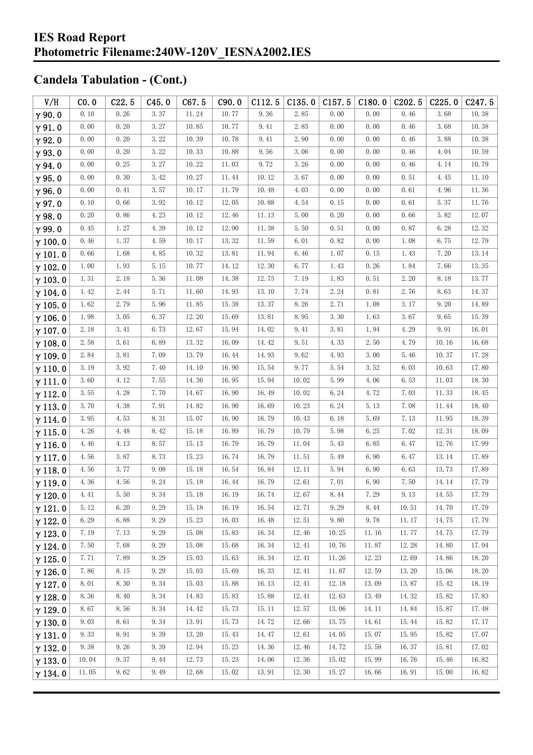## Candela Tabulation - (Cont.)

| V/H | C0.0 | C22.5 | C45.0 | C67.5 | C90.0 | C112.5 | C135.0 | C157.5 | C180.0 | C202.5 | C225.0 | C247.5 |
|---|---|---|---|---|---|---|---|---|---|---|---|---|
| γ 90.0 | 0.10 | 0.26 | 3.37 | 11.24 | 10.77 | 9.36 | 2.85 | 0.00 | 0.00 | 0.46 | 3.68 | 10.38 |
| γ 91.0 | 0.00 | 0.20 | 3.27 | 10.85 | 10.77 | 9.41 | 2.85 | 0.00 | 0.00 | 0.46 | 3.68 | 10.38 |
| γ 92.0 | 0.00 | 0.20 | 3.22 | 10.39 | 10.78 | 9.41 | 2.90 | 0.00 | 0.00 | 0.46 | 3.88 | 10.38 |
| γ 93.0 | 0.00 | 0.20 | 3.22 | 10.33 | 10.88 | 9.56 | 3.06 | 0.00 | 0.00 | 0.46 | 4.04 | 10.59 |
| γ 94.0 | 0.00 | 0.25 | 3.27 | 10.22 | 11.03 | 9.72 | 3.26 | 0.00 | 0.00 | 0.46 | 4.14 | 10.79 |
| γ 95.0 | 0.00 | 0.30 | 3.42 | 10.27 | 11.44 | 10.12 | 3.67 | 0.00 | 0.00 | 0.51 | 4.45 | 11.10 |
| γ 96.0 | 0.00 | 0.41 | 3.57 | 10.17 | 11.79 | 10.48 | 4.03 | 0.00 | 0.00 | 0.61 | 4.96 | 11.36 |
| γ 97.0 | 0.10 | 0.66 | 3.92 | 10.12 | 12.05 | 10.88 | 4.54 | 0.15 | 0.00 | 0.61 | 5.37 | 11.76 |
| γ 98.0 | 0.20 | 0.86 | 4.23 | 10.12 | 12.46 | 11.13 | 5.00 | 0.20 | 0.00 | 0.66 | 5.82 | 12.07 |
| γ 99.0 | 0.45 | 1.27 | 4.39 | 10.12 | 12.90 | 11.38 | 5.50 | 0.51 | 0.00 | 0.87 | 6.28 | 12.32 |
| γ 100.0 | 0.46 | 1.37 | 4.59 | 10.17 | 13.32 | 11.59 | 6.01 | 0.82 | 0.00 | 1.08 | 6.75 | 12.79 |
| γ 101.0 | 0.66 | 1.68 | 4.85 | 10.32 | 13.81 | 11.94 | 6.46 | 1.07 | 0.15 | 1.43 | 7.20 | 13.14 |
| γ 102.0 | 1.00 | 1.93 | 5.15 | 10.77 | 14.12 | 12.30 | 6.77 | 1.43 | 0.26 | 1.84 | 7.66 | 13.35 |
| γ 103.0 | 1.31 | 2.18 | 5.36 | 11.08 | 14.38 | 12.75 | 7.19 | 1.83 | 0.51 | 2.20 | 8.18 | 13.77 |
| γ 104.0 | 1.42 | 2.44 | 5.71 | 11.60 | 14.93 | 13.10 | 7.74 | 2.24 | 0.81 | 2.76 | 8.63 | 14.37 |
| γ 105.0 | 1.62 | 2.79 | 5.96 | 11.85 | 15.38 | 13.37 | 8.26 | 2.71 | 1.08 | 3.17 | 9.20 | 14.89 |
| γ 106.0 | 1.98 | 3.05 | 6.37 | 12.20 | 15.69 | 13.81 | 8.95 | 3.30 | 1.63 | 3.67 | 9.65 | 15.39 |
| γ 107.0 | 2.18 | 3.41 | 6.73 | 12.67 | 15.94 | 14.02 | 9.41 | 3.81 | 1.94 | 4.29 | 9.91 | 16.01 |
| γ 108.0 | 2.58 | 3.61 | 6.89 | 13.32 | 16.09 | 14.42 | 9.51 | 4.33 | 2.50 | 4.79 | 10.16 | 16.68 |
| γ 109.0 | 2.84 | 3.81 | 7.09 | 13.79 | 16.44 | 14.93 | 9.62 | 4.93 | 3.00 | 5.46 | 10.37 | 17.28 |
| γ 110.0 | 3.19 | 3.92 | 7.40 | 14.10 | 16.90 | 15.54 | 9.77 | 5.54 | 3.52 | 6.03 | 10.63 | 17.80 |
| γ 111.0 | 3.60 | 4.12 | 7.55 | 14.36 | 16.95 | 15.94 | 10.02 | 5.99 | 4.06 | 6.53 | 11.03 | 18.30 |
| γ 112.0 | 3.55 | 4.28 | 7.70 | 14.67 | 16.90 | 16.49 | 10.02 | 6.24 | 4.72 | 7.03 | 11.33 | 18.45 |
| γ 113.0 | 3.70 | 4.38 | 7.91 | 14.82 | 16.90 | 16.69 | 10.23 | 6.24 | 5.13 | 7.08 | 11.44 | 18.40 |
| γ 114.0 | 3.95 | 4.53 | 8.31 | 15.07 | 16.90 | 16.79 | 10.43 | 6.18 | 5.69 | 7.13 | 11.95 | 18.39 |
| γ 115.0 | 4.26 | 4.48 | 8.42 | 15.18 | 16.89 | 16.79 | 10.79 | 5.98 | 6.25 | 7.02 | 12.31 | 18.09 |
| γ 116.0 | 4.46 | 4.13 | 8.57 | 15.13 | 16.79 | 16.79 | 11.04 | 5.43 | 6.85 | 6.47 | 12.76 | 17.99 |
| γ 117.0 | 4.56 | 3.87 | 8.73 | 15.23 | 16.74 | 16.79 | 11.51 | 5.49 | 6.90 | 6.47 | 13.14 | 17.89 |
| γ 118.0 | 4.56 | 3.77 | 9.08 | 15.18 | 16.54 | 16.84 | 12.11 | 5.94 | 6.90 | 6.63 | 13.73 | 17.89 |
| γ 119.0 | 4.36 | 4.56 | 9.24 | 15.18 | 16.44 | 16.79 | 12.61 | 7.01 | 6.90 | 7.50 | 14.14 | 17.79 |
| γ 120.0 | 4.41 | 5.50 | 9.34 | 15.18 | 16.19 | 16.74 | 12.67 | 8.44 | 7.29 | 9.13 | 14.55 | 17.79 |
| γ 121.0 | 5.12 | 6.20 | 9.29 | 15.18 | 16.19 | 16.54 | 12.71 | 9.29 | 8.44 | 10.51 | 14.70 | 17.79 |
| γ 122.0 | 6.29 | 6.88 | 9.29 | 15.23 | 16.03 | 16.48 | 12.51 | 9.80 | 9.78 | 11.17 | 14.75 | 17.79 |
| γ 123.0 | 7.19 | 7.13 | 9.29 | 15.08 | 15.83 | 16.34 | 12.46 | 10.25 | 11.16 | 11.77 | 14.75 | 17.79 |
| γ 124.0 | 7.50 | 7.68 | 9.29 | 15.08 | 15.68 | 16.34 | 12.41 | 10.76 | 11.87 | 12.28 | 14.80 | 17.94 |
| γ 125.0 | 7.71 | 7.89 | 9.29 | 15.03 | 15.63 | 16.34 | 12.41 | 11.26 | 12.23 | 12.69 | 14.86 | 18.20 |
| γ 126.0 | 7.86 | 8.15 | 9.29 | 15.03 | 15.69 | 16.33 | 12.41 | 11.67 | 12.59 | 13.20 | 15.06 | 18.20 |
| γ 127.0 | 8.01 | 8.30 | 9.34 | 15.03 | 15.88 | 16.13 | 12.41 | 12.18 | 13.09 | 13.87 | 15.42 | 18.19 |
| γ 128.0 | 8.36 | 8.40 | 9.34 | 14.83 | 15.83 | 15.88 | 12.41 | 12.63 | 13.49 | 14.32 | 15.82 | 17.83 |
| γ 129.0 | 8.67 | 8.56 | 9.34 | 14.42 | 15.73 | 15.11 | 12.57 | 13.06 | 14.11 | 14.84 | 15.87 | 17.48 |
| γ 130.0 | 9.03 | 8.61 | 9.34 | 13.91 | 15.73 | 14.72 | 12.66 | 13.75 | 14.61 | 15.44 | 15.82 | 17.17 |
| γ 131.0 | 9.33 | 8.91 | 9.39 | 13.20 | 15.43 | 14.47 | 12.61 | 14.05 | 15.07 | 15.95 | 15.82 | 17.07 |
| γ 132.0 | 9.38 | 9.26 | 9.39 | 12.94 | 15.23 | 14.36 | 12.46 | 14.72 | 15.58 | 16.37 | 15.81 | 17.02 |
| γ 133.0 | 10.04 | 9.37 | 9.44 | 12.73 | 15.23 | 14.06 | 12.36 | 15.02 | 15.99 | 16.76 | 15.46 | 16.82 |
| γ 134.0 | 11.05 | 9.62 | 9.49 | 12.68 | 15.02 | 13.91 | 12.30 | 15.27 | 16.66 | 16.91 | 15.00 | 16.82 |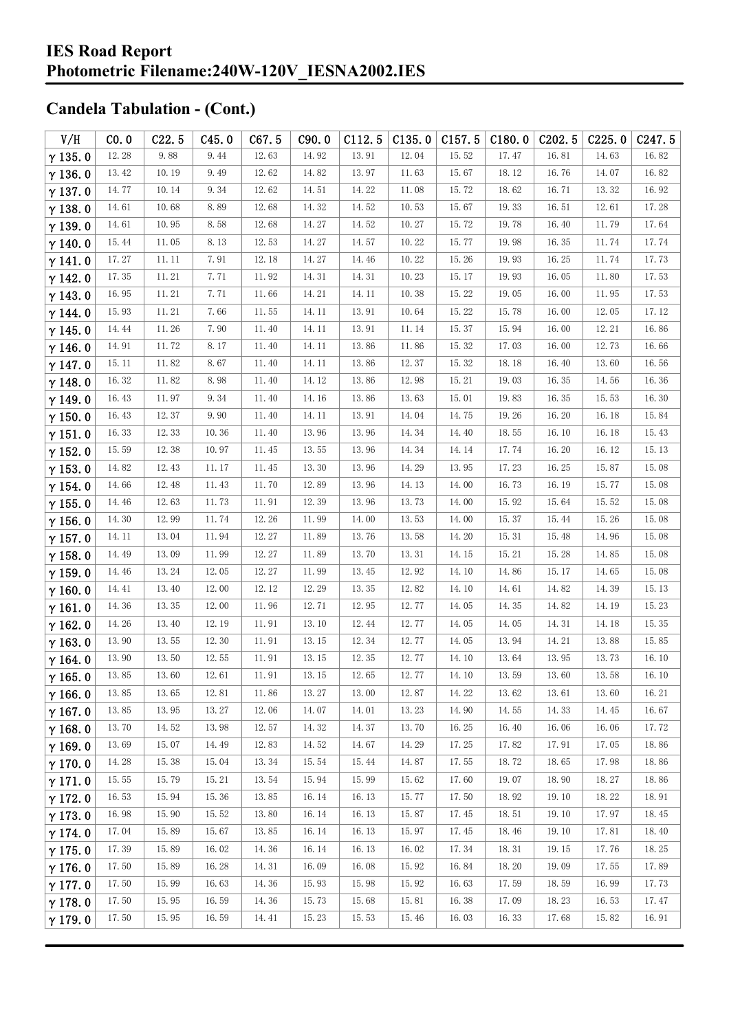## IES Road Report
## Photometric Filename:240W-120V_IESNA2002.IES

## Candela Tabulation - (Cont.)

| V/H | C0.0 | C22.5 | C45.0 | C67.5 | C90.0 | C112.5 | C135.0 | C157.5 | C180.0 | C202.5 | C225.0 | C247.5 |
|---|---|---|---|---|---|---|---|---|---|---|---|---|
| γ 135.0 | 12.28 | 9.88 | 9.44 | 12.63 | 14.92 | 13.91 | 12.04 | 15.52 | 17.47 | 16.81 | 14.63 | 16.82 |
| γ 136.0 | 13.42 | 10.19 | 9.49 | 12.62 | 14.82 | 13.97 | 11.63 | 15.67 | 18.12 | 16.76 | 14.07 | 16.82 |
| γ 137.0 | 14.77 | 10.14 | 9.34 | 12.62 | 14.51 | 14.22 | 11.08 | 15.72 | 18.62 | 16.71 | 13.32 | 16.92 |
| γ 138.0 | 14.61 | 10.68 | 8.89 | 12.68 | 14.32 | 14.52 | 10.53 | 15.67 | 19.33 | 16.51 | 12.61 | 17.28 |
| γ 139.0 | 14.61 | 10.95 | 8.58 | 12.68 | 14.27 | 14.52 | 10.27 | 15.72 | 19.78 | 16.40 | 11.79 | 17.64 |
| γ 140.0 | 15.44 | 11.05 | 8.13 | 12.53 | 14.27 | 14.57 | 10.22 | 15.77 | 19.98 | 16.35 | 11.74 | 17.74 |
| γ 141.0 | 17.27 | 11.11 | 7.91 | 12.18 | 14.27 | 14.46 | 10.22 | 15.26 | 19.93 | 16.25 | 11.74 | 17.73 |
| γ 142.0 | 17.35 | 11.21 | 7.71 | 11.92 | 14.31 | 14.31 | 10.23 | 15.17 | 19.93 | 16.05 | 11.80 | 17.53 |
| γ 143.0 | 16.95 | 11.21 | 7.71 | 11.66 | 14.21 | 14.11 | 10.38 | 15.22 | 19.05 | 16.00 | 11.95 | 17.53 |
| γ 144.0 | 15.93 | 11.21 | 7.66 | 11.55 | 14.11 | 13.91 | 10.64 | 15.22 | 15.78 | 16.00 | 12.05 | 17.12 |
| γ 145.0 | 14.44 | 11.26 | 7.90 | 11.40 | 14.11 | 13.91 | 11.14 | 15.37 | 15.94 | 16.00 | 12.21 | 16.86 |
| γ 146.0 | 14.91 | 11.72 | 8.17 | 11.40 | 14.11 | 13.86 | 11.86 | 15.32 | 17.03 | 16.00 | 12.73 | 16.66 |
| γ 147.0 | 15.11 | 11.82 | 8.67 | 11.40 | 14.11 | 13.86 | 12.37 | 15.32 | 18.18 | 16.40 | 13.60 | 16.56 |
| γ 148.0 | 16.32 | 11.82 | 8.98 | 11.40 | 14.12 | 13.86 | 12.98 | 15.21 | 19.03 | 16.35 | 14.56 | 16.36 |
| γ 149.0 | 16.43 | 11.97 | 9.34 | 11.40 | 14.16 | 13.86 | 13.63 | 15.01 | 19.83 | 16.35 | 15.53 | 16.30 |
| γ 150.0 | 16.43 | 12.37 | 9.90 | 11.40 | 14.11 | 13.91 | 14.04 | 14.75 | 19.26 | 16.20 | 16.18 | 15.84 |
| γ 151.0 | 16.33 | 12.33 | 10.36 | 11.40 | 13.96 | 13.96 | 14.34 | 14.40 | 18.55 | 16.10 | 16.18 | 15.43 |
| γ 152.0 | 15.59 | 12.38 | 10.97 | 11.45 | 13.55 | 13.96 | 14.34 | 14.14 | 17.74 | 16.20 | 16.12 | 15.13 |
| γ 153.0 | 14.82 | 12.43 | 11.17 | 11.45 | 13.30 | 13.96 | 14.29 | 13.95 | 17.23 | 16.25 | 15.87 | 15.08 |
| γ 154.0 | 14.66 | 12.48 | 11.43 | 11.70 | 12.89 | 13.96 | 14.13 | 14.00 | 16.73 | 16.19 | 15.77 | 15.08 |
| γ 155.0 | 14.46 | 12.63 | 11.73 | 11.91 | 12.39 | 13.96 | 13.73 | 14.00 | 15.92 | 15.64 | 15.52 | 15.08 |
| γ 156.0 | 14.30 | 12.99 | 11.74 | 12.26 | 11.99 | 14.00 | 13.53 | 14.00 | 15.37 | 15.44 | 15.26 | 15.08 |
| γ 157.0 | 14.11 | 13.04 | 11.94 | 12.27 | 11.89 | 13.76 | 13.58 | 14.20 | 15.31 | 15.48 | 14.96 | 15.08 |
| γ 158.0 | 14.49 | 13.09 | 11.99 | 12.27 | 11.89 | 13.70 | 13.31 | 14.15 | 15.21 | 15.28 | 14.85 | 15.08 |
| γ 159.0 | 14.46 | 13.24 | 12.05 | 12.27 | 11.99 | 13.45 | 12.92 | 14.10 | 14.86 | 15.17 | 14.65 | 15.08 |
| γ 160.0 | 14.41 | 13.40 | 12.00 | 12.12 | 12.29 | 13.35 | 12.82 | 14.10 | 14.61 | 14.82 | 14.39 | 15.13 |
| γ 161.0 | 14.36 | 13.35 | 12.00 | 11.96 | 12.71 | 12.95 | 12.77 | 14.05 | 14.35 | 14.82 | 14.19 | 15.23 |
| γ 162.0 | 14.26 | 13.40 | 12.19 | 11.91 | 13.10 | 12.44 | 12.77 | 14.05 | 14.05 | 14.31 | 14.18 | 15.35 |
| γ 163.0 | 13.90 | 13.55 | 12.30 | 11.91 | 13.15 | 12.34 | 12.77 | 14.05 | 13.94 | 14.21 | 13.88 | 15.85 |
| γ 164.0 | 13.90 | 13.50 | 12.55 | 11.91 | 13.15 | 12.35 | 12.77 | 14.10 | 13.64 | 13.95 | 13.73 | 16.10 |
| γ 165.0 | 13.85 | 13.60 | 12.61 | 11.91 | 13.15 | 12.65 | 12.77 | 14.10 | 13.59 | 13.60 | 13.58 | 16.10 |
| γ 166.0 | 13.85 | 13.65 | 12.81 | 11.86 | 13.27 | 13.00 | 12.87 | 14.22 | 13.62 | 13.61 | 13.60 | 16.21 |
| γ 167.0 | 13.85 | 13.95 | 13.27 | 12.06 | 14.07 | 14.01 | 13.23 | 14.90 | 14.55 | 14.33 | 14.45 | 16.67 |
| γ 168.0 | 13.70 | 14.52 | 13.98 | 12.57 | 14.32 | 14.37 | 13.70 | 16.25 | 16.40 | 16.06 | 16.06 | 17.72 |
| γ 169.0 | 13.69 | 15.07 | 14.49 | 12.83 | 14.52 | 14.67 | 14.29 | 17.25 | 17.82 | 17.91 | 17.05 | 18.86 |
| γ 170.0 | 14.28 | 15.38 | 15.04 | 13.34 | 15.54 | 15.44 | 14.87 | 17.55 | 18.72 | 18.65 | 17.98 | 18.86 |
| γ 171.0 | 15.55 | 15.79 | 15.21 | 13.54 | 15.94 | 15.99 | 15.62 | 17.60 | 19.07 | 18.90 | 18.27 | 18.86 |
| γ 172.0 | 16.53 | 15.94 | 15.36 | 13.85 | 16.14 | 16.13 | 15.77 | 17.50 | 18.92 | 19.10 | 18.22 | 18.91 |
| γ 173.0 | 16.98 | 15.90 | 15.52 | 13.80 | 16.14 | 16.13 | 15.87 | 17.45 | 18.51 | 19.10 | 17.97 | 18.45 |
| γ 174.0 | 17.04 | 15.89 | 15.67 | 13.85 | 16.14 | 16.13 | 15.97 | 17.45 | 18.46 | 19.10 | 17.81 | 18.40 |
| γ 175.0 | 17.39 | 15.89 | 16.02 | 14.36 | 16.14 | 16.13 | 16.02 | 17.34 | 18.31 | 19.15 | 17.76 | 18.25 |
| γ 176.0 | 17.50 | 15.89 | 16.28 | 14.31 | 16.09 | 16.08 | 15.92 | 16.84 | 18.20 | 19.09 | 17.55 | 17.89 |
| γ 177.0 | 17.50 | 15.99 | 16.63 | 14.36 | 15.93 | 15.98 | 15.92 | 16.63 | 17.59 | 18.59 | 16.99 | 17.73 |
| γ 178.0 | 17.50 | 15.95 | 16.59 | 14.36 | 15.73 | 15.68 | 15.81 | 16.38 | 17.09 | 18.23 | 16.53 | 17.47 |
| γ 179.0 | 17.50 | 15.95 | 16.59 | 14.41 | 15.23 | 15.53 | 15.46 | 16.03 | 16.33 | 17.68 | 15.82 | 16.91 |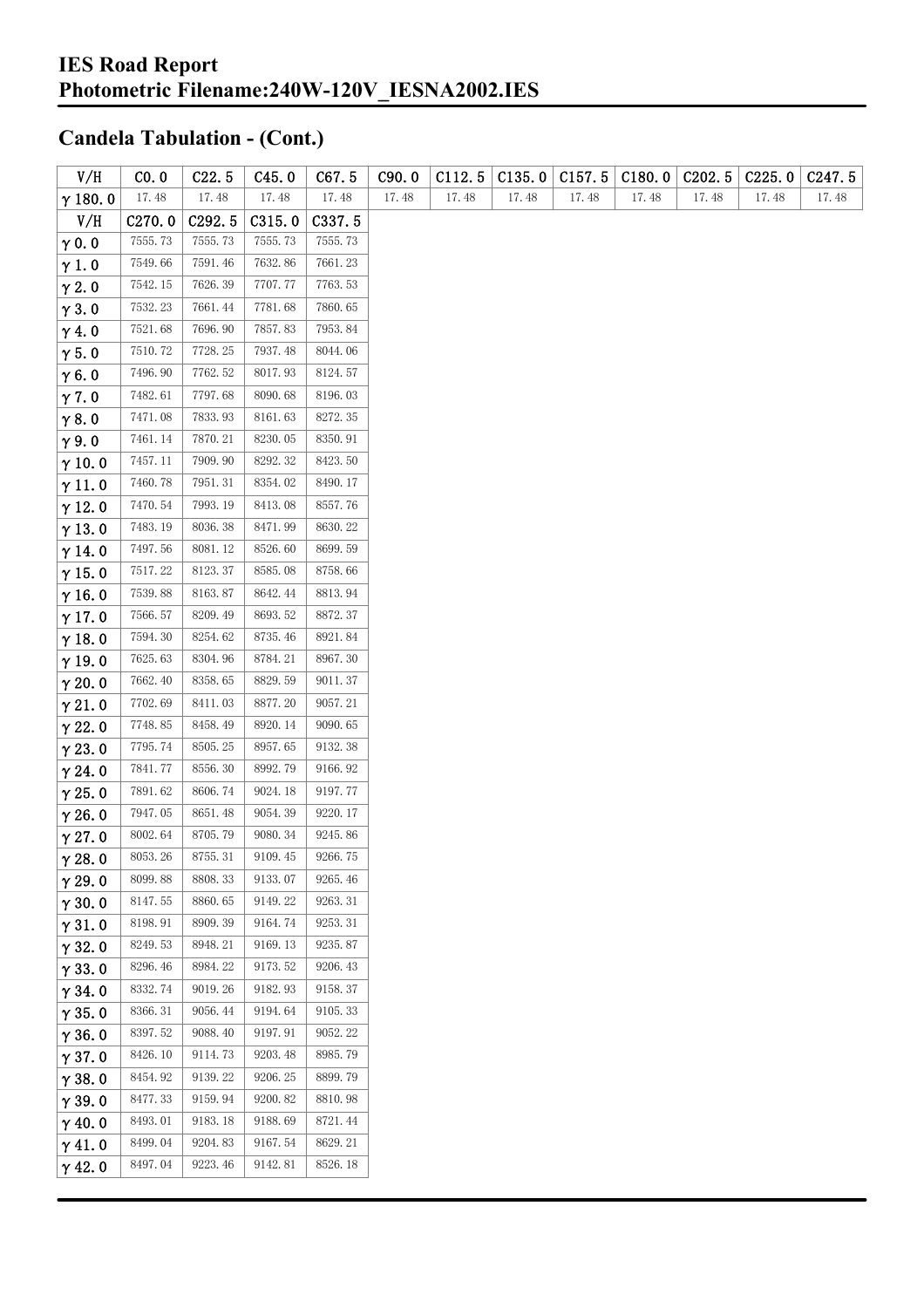## Candela Tabulation - (Cont.)

| V/H | C0.0 | C22.5 | C45.0 | C67.5 | C90.0 | C112.5 | C135.0 | C157.5 | C180.0 | C202.5 | C225.0 | C247.5 |
|---|---|---|---|---|---|---|---|---|---|---|---|---|
| γ 180.0 | 17.48 | 17.48 | 17.48 | 17.48 | 17.48 | 17.48 | 17.48 | 17.48 | 17.48 | 17.48 | 17.48 | 17.48 |

| V/H | C270.0 | C292.5 | C315.0 | C337.5 |
|---|---|---|---|---|
| γ 0.0 | 7555.73 | 7555.73 | 7555.73 | 7555.73 |
| γ 1.0 | 7549.66 | 7591.46 | 7632.86 | 7661.23 |
| γ 2.0 | 7542.15 | 7626.39 | 7707.77 | 7763.53 |
| γ 3.0 | 7532.23 | 7661.44 | 7781.68 | 7860.65 |
| γ 4.0 | 7521.68 | 7696.90 | 7857.83 | 7953.84 |
| γ 5.0 | 7510.72 | 7728.25 | 7937.48 | 8044.06 |
| γ 6.0 | 7496.90 | 7762.52 | 8017.93 | 8124.57 |
| γ 7.0 | 7482.61 | 7797.68 | 8090.68 | 8196.03 |
| γ 8.0 | 7471.08 | 7833.93 | 8161.63 | 8272.35 |
| γ 9.0 | 7461.14 | 7870.21 | 8230.05 | 8350.91 |
| γ 10.0 | 7457.11 | 7909.90 | 8292.32 | 8423.50 |
| γ 11.0 | 7460.78 | 7951.31 | 8354.02 | 8490.17 |
| γ 12.0 | 7470.54 | 7993.19 | 8413.08 | 8557.76 |
| γ 13.0 | 7483.19 | 8036.38 | 8471.99 | 8630.22 |
| γ 14.0 | 7497.56 | 8081.12 | 8526.60 | 8699.59 |
| γ 15.0 | 7517.22 | 8123.37 | 8585.08 | 8758.66 |
| γ 16.0 | 7539.88 | 8163.87 | 8642.44 | 8813.94 |
| γ 17.0 | 7566.57 | 8209.49 | 8693.52 | 8872.37 |
| γ 18.0 | 7594.30 | 8254.62 | 8735.46 | 8921.84 |
| γ 19.0 | 7625.63 | 8304.96 | 8784.21 | 8967.30 |
| γ 20.0 | 7662.40 | 8358.65 | 8829.59 | 9011.37 |
| γ 21.0 | 7702.69 | 8411.03 | 8877.20 | 9057.21 |
| γ 22.0 | 7748.85 | 8458.49 | 8920.14 | 9090.65 |
| γ 23.0 | 7795.74 | 8505.25 | 8957.65 | 9132.38 |
| γ 24.0 | 7841.77 | 8556.30 | 8992.79 | 9166.92 |
| γ 25.0 | 7891.62 | 8606.74 | 9024.18 | 9197.77 |
| γ 26.0 | 7947.05 | 8651.48 | 9054.39 | 9220.17 |
| γ 27.0 | 8002.64 | 8705.79 | 9080.34 | 9245.86 |
| γ 28.0 | 8053.26 | 8755.31 | 9109.45 | 9266.75 |
| γ 29.0 | 8099.88 | 8808.33 | 9133.07 | 9265.46 |
| γ 30.0 | 8147.55 | 8860.65 | 9149.22 | 9263.31 |
| γ 31.0 | 8198.91 | 8909.39 | 9164.74 | 9253.31 |
| γ 32.0 | 8249.53 | 8948.21 | 9169.13 | 9235.87 |
| γ 33.0 | 8296.46 | 8984.22 | 9173.52 | 9206.43 |
| γ 34.0 | 8332.74 | 9019.26 | 9182.93 | 9158.37 |
| γ 35.0 | 8366.31 | 9056.44 | 9194.64 | 9105.33 |
| γ 36.0 | 8397.52 | 9088.40 | 9197.91 | 9052.22 |
| γ 37.0 | 8426.10 | 9114.73 | 9203.48 | 8985.79 |
| γ 38.0 | 8454.92 | 9139.22 | 9206.25 | 8899.79 |
| γ 39.0 | 8477.33 | 9159.94 | 9200.82 | 8810.98 |
| γ 40.0 | 8493.01 | 9183.18 | 9188.69 | 8721.44 |
| γ 41.0 | 8499.04 | 9204.83 | 9167.54 | 8629.21 |
| γ 42.0 | 8497.04 | 9223.46 | 9142.81 | 8526.18 |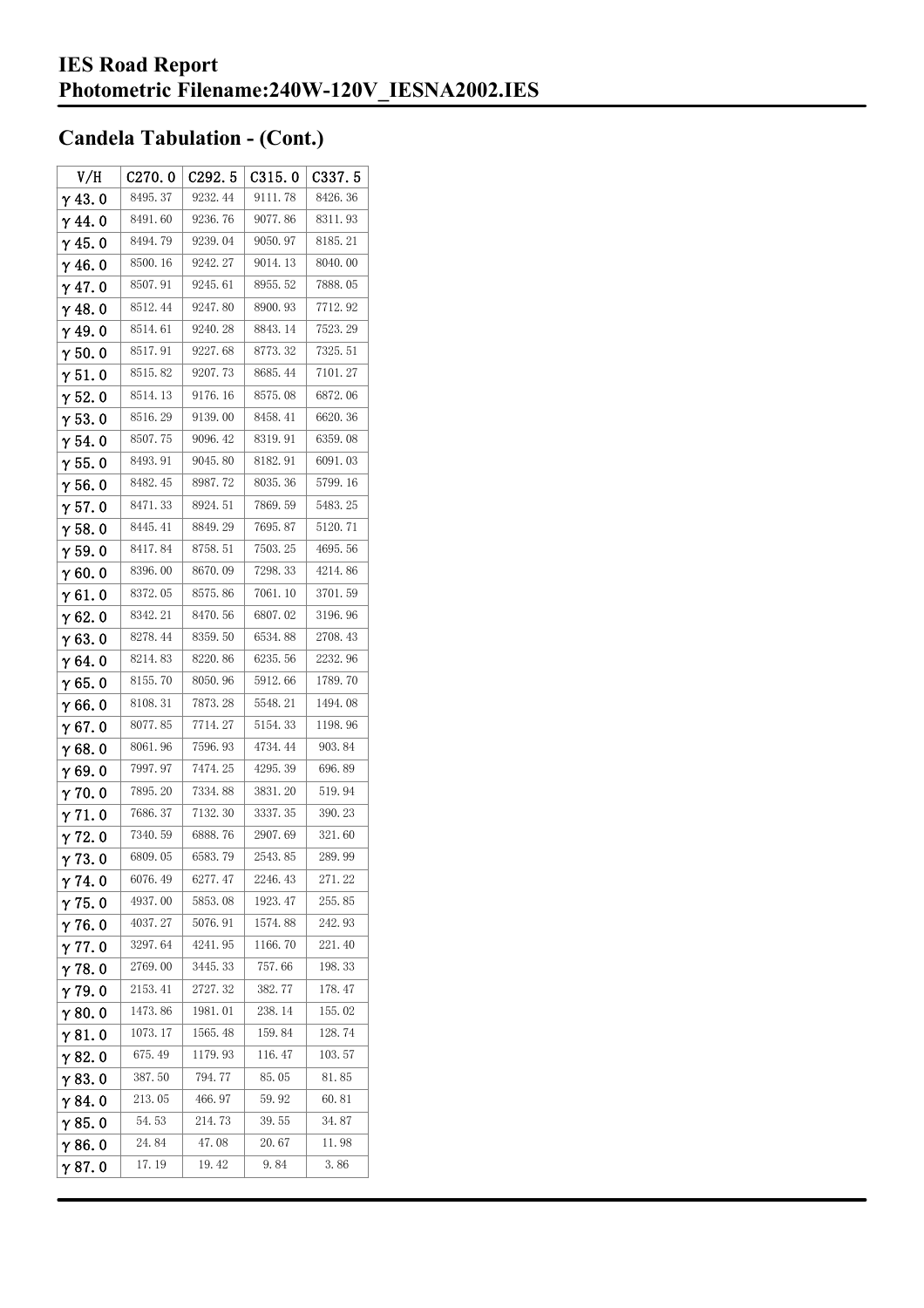# IES Road Report
# Photometric Filename:240W-120V_IESNA2002.IES

## Candela Tabulation - (Cont.)

| V/H | C270.0 | C292.5 | C315.0 | C337.5 |
|---|---|---|---|---|
| γ 43.0 | 8495.37 | 9232.44 | 9111.78 | 8426.36 |
| γ 44.0 | 8491.60 | 9236.76 | 9077.86 | 8311.93 |
| γ 45.0 | 8494.79 | 9239.04 | 9050.97 | 8185.21 |
| γ 46.0 | 8500.16 | 9242.27 | 9014.13 | 8040.00 |
| γ 47.0 | 8507.91 | 9245.61 | 8955.52 | 7888.05 |
| γ 48.0 | 8512.44 | 9247.80 | 8900.93 | 7712.92 |
| γ 49.0 | 8514.61 | 9240.28 | 8843.14 | 7523.29 |
| γ 50.0 | 8517.91 | 9227.68 | 8773.32 | 7325.51 |
| γ 51.0 | 8515.82 | 9207.73 | 8685.44 | 7101.27 |
| γ 52.0 | 8514.13 | 9176.16 | 8575.08 | 6872.06 |
| γ 53.0 | 8516.29 | 9139.00 | 8458.41 | 6620.36 |
| γ 54.0 | 8507.75 | 9096.42 | 8319.91 | 6359.08 |
| γ 55.0 | 8493.91 | 9045.80 | 8182.91 | 6091.03 |
| γ 56.0 | 8482.45 | 8987.72 | 8035.36 | 5799.16 |
| γ 57.0 | 8471.33 | 8924.51 | 7869.59 | 5483.25 |
| γ 58.0 | 8445.41 | 8849.29 | 7695.87 | 5120.71 |
| γ 59.0 | 8417.84 | 8758.51 | 7503.25 | 4695.56 |
| γ 60.0 | 8396.00 | 8670.09 | 7298.33 | 4214.86 |
| γ 61.0 | 8372.05 | 8575.86 | 7061.10 | 3701.59 |
| γ 62.0 | 8342.21 | 8470.56 | 6807.02 | 3196.96 |
| γ 63.0 | 8278.44 | 8359.50 | 6534.88 | 2708.43 |
| γ 64.0 | 8214.83 | 8220.86 | 6235.56 | 2232.96 |
| γ 65.0 | 8155.70 | 8050.96 | 5912.66 | 1789.70 |
| γ 66.0 | 8108.31 | 7873.28 | 5548.21 | 1494.08 |
| γ 67.0 | 8077.85 | 7714.27 | 5154.33 | 1198.96 |
| γ 68.0 | 8061.96 | 7596.93 | 4734.44 | 903.84 |
| γ 69.0 | 7997.97 | 7474.25 | 4295.39 | 696.89 |
| γ 70.0 | 7895.20 | 7334.88 | 3831.20 | 519.94 |
| γ 71.0 | 7686.37 | 7132.30 | 3337.35 | 390.23 |
| γ 72.0 | 7340.59 | 6888.76 | 2907.69 | 321.60 |
| γ 73.0 | 6809.05 | 6583.79 | 2543.85 | 289.99 |
| γ 74.0 | 6076.49 | 6277.47 | 2246.43 | 271.22 |
| γ 75.0 | 4937.00 | 5853.08 | 1923.47 | 255.85 |
| γ 76.0 | 4037.27 | 5076.91 | 1574.88 | 242.93 |
| γ 77.0 | 3297.64 | 4241.95 | 1166.70 | 221.40 |
| γ 78.0 | 2769.00 | 3445.33 | 757.66 | 198.33 |
| γ 79.0 | 2153.41 | 2727.32 | 382.77 | 178.47 |
| γ 80.0 | 1473.86 | 1981.01 | 238.14 | 155.02 |
| γ 81.0 | 1073.17 | 1565.48 | 159.84 | 128.74 |
| γ 82.0 | 675.49 | 1179.93 | 116.47 | 103.57 |
| γ 83.0 | 387.50 | 794.77 | 85.05 | 81.85 |
| γ 84.0 | 213.05 | 466.97 | 59.92 | 60.81 |
| γ 85.0 | 54.53 | 214.73 | 39.55 | 34.87 |
| γ 86.0 | 24.84 | 47.08 | 20.67 | 11.98 |
| γ 87.0 | 17.19 | 19.42 | 9.84 | 3.86 |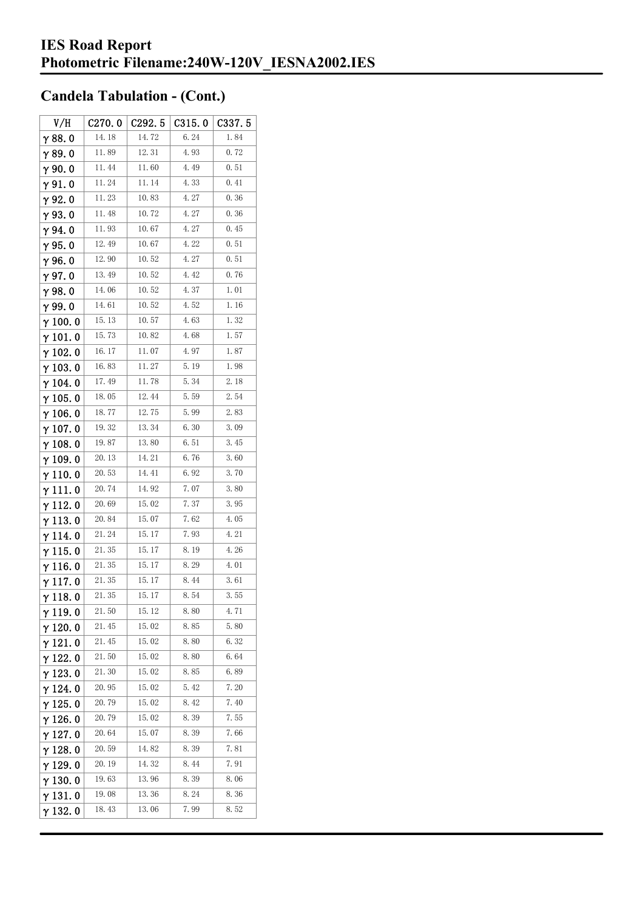# IES Road Report
# Photometric Filename:240W-120V_IESNA2002.IES

## Candela Tabulation - (Cont.)

| V/H | C270.0 | C292.5 | C315.0 | C337.5 |
|---|---|---|---|---|
| γ 88.0 | 14.18 | 14.72 | 6.24 | 1.84 |
| γ 89.0 | 11.89 | 12.31 | 4.93 | 0.72 |
| γ 90.0 | 11.44 | 11.60 | 4.49 | 0.51 |
| γ 91.0 | 11.24 | 11.14 | 4.33 | 0.41 |
| γ 92.0 | 11.23 | 10.83 | 4.27 | 0.36 |
| γ 93.0 | 11.48 | 10.72 | 4.27 | 0.36 |
| γ 94.0 | 11.93 | 10.67 | 4.27 | 0.45 |
| γ 95.0 | 12.49 | 10.67 | 4.22 | 0.51 |
| γ 96.0 | 12.90 | 10.52 | 4.27 | 0.51 |
| γ 97.0 | 13.49 | 10.52 | 4.42 | 0.76 |
| γ 98.0 | 14.06 | 10.52 | 4.37 | 1.01 |
| γ 99.0 | 14.61 | 10.52 | 4.52 | 1.16 |
| γ 100.0 | 15.13 | 10.57 | 4.63 | 1.32 |
| γ 101.0 | 15.73 | 10.82 | 4.68 | 1.57 |
| γ 102.0 | 16.17 | 11.07 | 4.97 | 1.87 |
| γ 103.0 | 16.83 | 11.27 | 5.19 | 1.98 |
| γ 104.0 | 17.49 | 11.78 | 5.34 | 2.18 |
| γ 105.0 | 18.05 | 12.44 | 5.59 | 2.54 |
| γ 106.0 | 18.77 | 12.75 | 5.99 | 2.83 |
| γ 107.0 | 19.32 | 13.34 | 6.30 | 3.09 |
| γ 108.0 | 19.87 | 13.80 | 6.51 | 3.45 |
| γ 109.0 | 20.13 | 14.21 | 6.76 | 3.60 |
| γ 110.0 | 20.53 | 14.41 | 6.92 | 3.70 |
| γ 111.0 | 20.74 | 14.92 | 7.07 | 3.80 |
| γ 112.0 | 20.69 | 15.02 | 7.37 | 3.95 |
| γ 113.0 | 20.84 | 15.07 | 7.62 | 4.05 |
| γ 114.0 | 21.24 | 15.17 | 7.93 | 4.21 |
| γ 115.0 | 21.35 | 15.17 | 8.19 | 4.26 |
| γ 116.0 | 21.35 | 15.17 | 8.29 | 4.01 |
| γ 117.0 | 21.35 | 15.17 | 8.44 | 3.61 |
| γ 118.0 | 21.35 | 15.17 | 8.54 | 3.55 |
| γ 119.0 | 21.50 | 15.12 | 8.80 | 4.71 |
| γ 120.0 | 21.45 | 15.02 | 8.85 | 5.80 |
| γ 121.0 | 21.45 | 15.02 | 8.80 | 6.32 |
| γ 122.0 | 21.50 | 15.02 | 8.80 | 6.64 |
| γ 123.0 | 21.30 | 15.02 | 8.85 | 6.89 |
| γ 124.0 | 20.95 | 15.02 | 5.42 | 7.20 |
| γ 125.0 | 20.79 | 15.02 | 8.42 | 7.40 |
| γ 126.0 | 20.79 | 15.02 | 8.39 | 7.55 |
| γ 127.0 | 20.64 | 15.07 | 8.39 | 7.66 |
| γ 128.0 | 20.59 | 14.82 | 8.39 | 7.81 |
| γ 129.0 | 20.19 | 14.32 | 8.44 | 7.91 |
| γ 130.0 | 19.63 | 13.96 | 8.39 | 8.06 |
| γ 131.0 | 19.08 | 13.36 | 8.24 | 8.36 |
| γ 132.0 | 18.43 | 13.06 | 7.99 | 8.52 |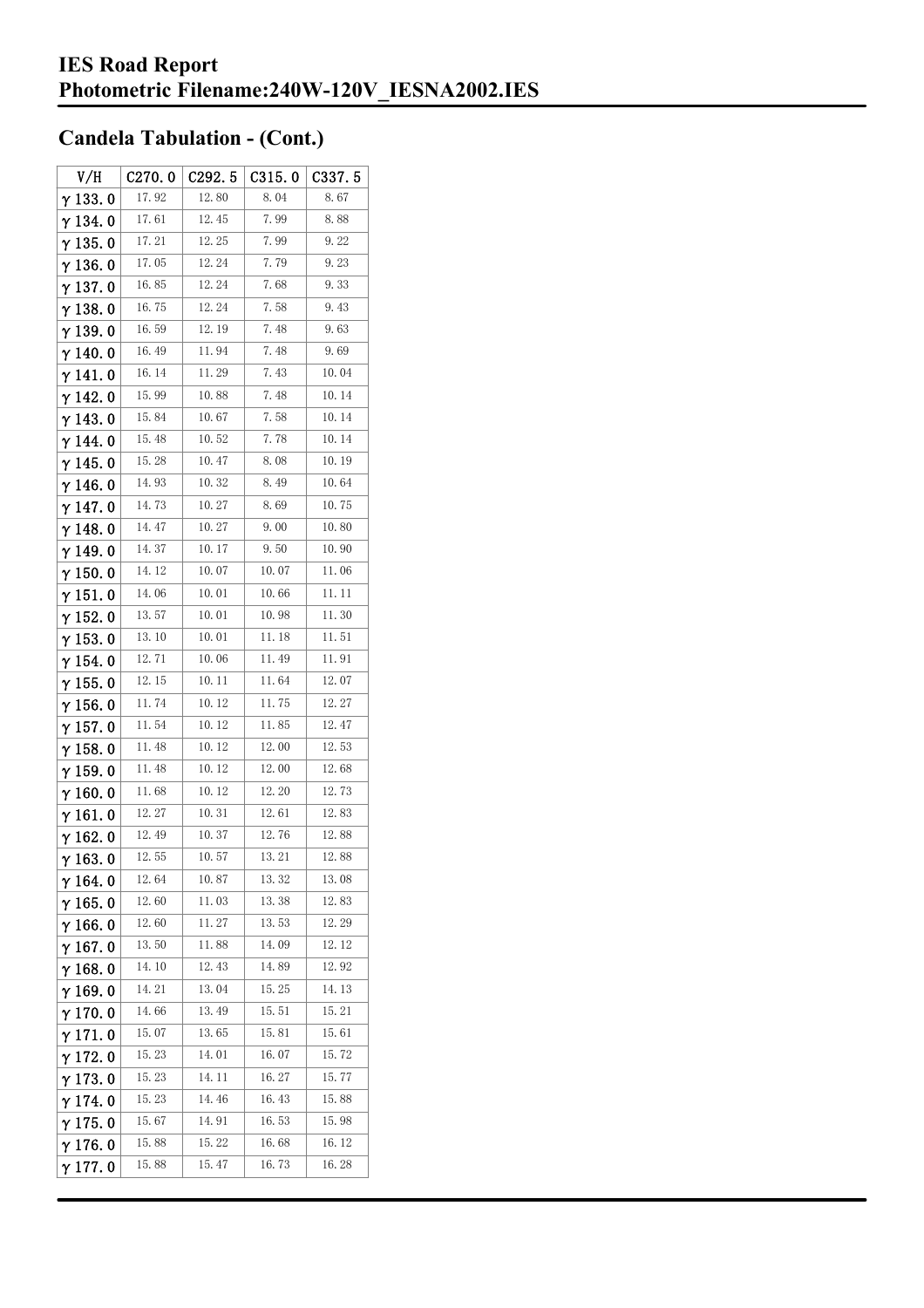# IES Road Report
# Photometric Filename:240W-120V_IESNA2002.IES

## Candela Tabulation - (Cont.)

| V/H | C270.0 | C292.5 | C315.0 | C337.5 |
|---|---|---|---|---|
| γ 133.0 | 17.92 | 12.80 | 8.04 | 8.67 |
| γ 134.0 | 17.61 | 12.45 | 7.99 | 8.88 |
| γ 135.0 | 17.21 | 12.25 | 7.99 | 9.22 |
| γ 136.0 | 17.05 | 12.24 | 7.79 | 9.23 |
| γ 137.0 | 16.85 | 12.24 | 7.68 | 9.33 |
| γ 138.0 | 16.75 | 12.24 | 7.58 | 9.43 |
| γ 139.0 | 16.59 | 12.19 | 7.48 | 9.63 |
| γ 140.0 | 16.49 | 11.94 | 7.48 | 9.69 |
| γ 141.0 | 16.14 | 11.29 | 7.43 | 10.04 |
| γ 142.0 | 15.99 | 10.88 | 7.48 | 10.14 |
| γ 143.0 | 15.84 | 10.67 | 7.58 | 10.14 |
| γ 144.0 | 15.48 | 10.52 | 7.78 | 10.14 |
| γ 145.0 | 15.28 | 10.47 | 8.08 | 10.19 |
| γ 146.0 | 14.93 | 10.32 | 8.49 | 10.64 |
| γ 147.0 | 14.73 | 10.27 | 8.69 | 10.75 |
| γ 148.0 | 14.47 | 10.27 | 9.00 | 10.80 |
| γ 149.0 | 14.37 | 10.17 | 9.50 | 10.90 |
| γ 150.0 | 14.12 | 10.07 | 10.07 | 11.06 |
| γ 151.0 | 14.06 | 10.01 | 10.66 | 11.11 |
| γ 152.0 | 13.57 | 10.01 | 10.98 | 11.30 |
| γ 153.0 | 13.10 | 10.01 | 11.18 | 11.51 |
| γ 154.0 | 12.71 | 10.06 | 11.49 | 11.91 |
| γ 155.0 | 12.15 | 10.11 | 11.64 | 12.07 |
| γ 156.0 | 11.74 | 10.12 | 11.75 | 12.27 |
| γ 157.0 | 11.54 | 10.12 | 11.85 | 12.47 |
| γ 158.0 | 11.48 | 10.12 | 12.00 | 12.53 |
| γ 159.0 | 11.48 | 10.12 | 12.00 | 12.68 |
| γ 160.0 | 11.68 | 10.12 | 12.20 | 12.73 |
| γ 161.0 | 12.27 | 10.31 | 12.61 | 12.83 |
| γ 162.0 | 12.49 | 10.37 | 12.76 | 12.88 |
| γ 163.0 | 12.55 | 10.57 | 13.21 | 12.88 |
| γ 164.0 | 12.64 | 10.87 | 13.32 | 13.08 |
| γ 165.0 | 12.60 | 11.03 | 13.38 | 12.83 |
| γ 166.0 | 12.60 | 11.27 | 13.53 | 12.29 |
| γ 167.0 | 13.50 | 11.88 | 14.09 | 12.12 |
| γ 168.0 | 14.10 | 12.43 | 14.89 | 12.92 |
| γ 169.0 | 14.21 | 13.04 | 15.25 | 14.13 |
| γ 170.0 | 14.66 | 13.49 | 15.51 | 15.21 |
| γ 171.0 | 15.07 | 13.65 | 15.81 | 15.61 |
| γ 172.0 | 15.23 | 14.01 | 16.07 | 15.72 |
| γ 173.0 | 15.23 | 14.11 | 16.27 | 15.77 |
| γ 174.0 | 15.23 | 14.46 | 16.43 | 15.88 |
| γ 175.0 | 15.67 | 14.91 | 16.53 | 15.98 |
| γ 176.0 | 15.88 | 15.22 | 16.68 | 16.12 |
| γ 177.0 | 15.88 | 15.47 | 16.73 | 16.28 |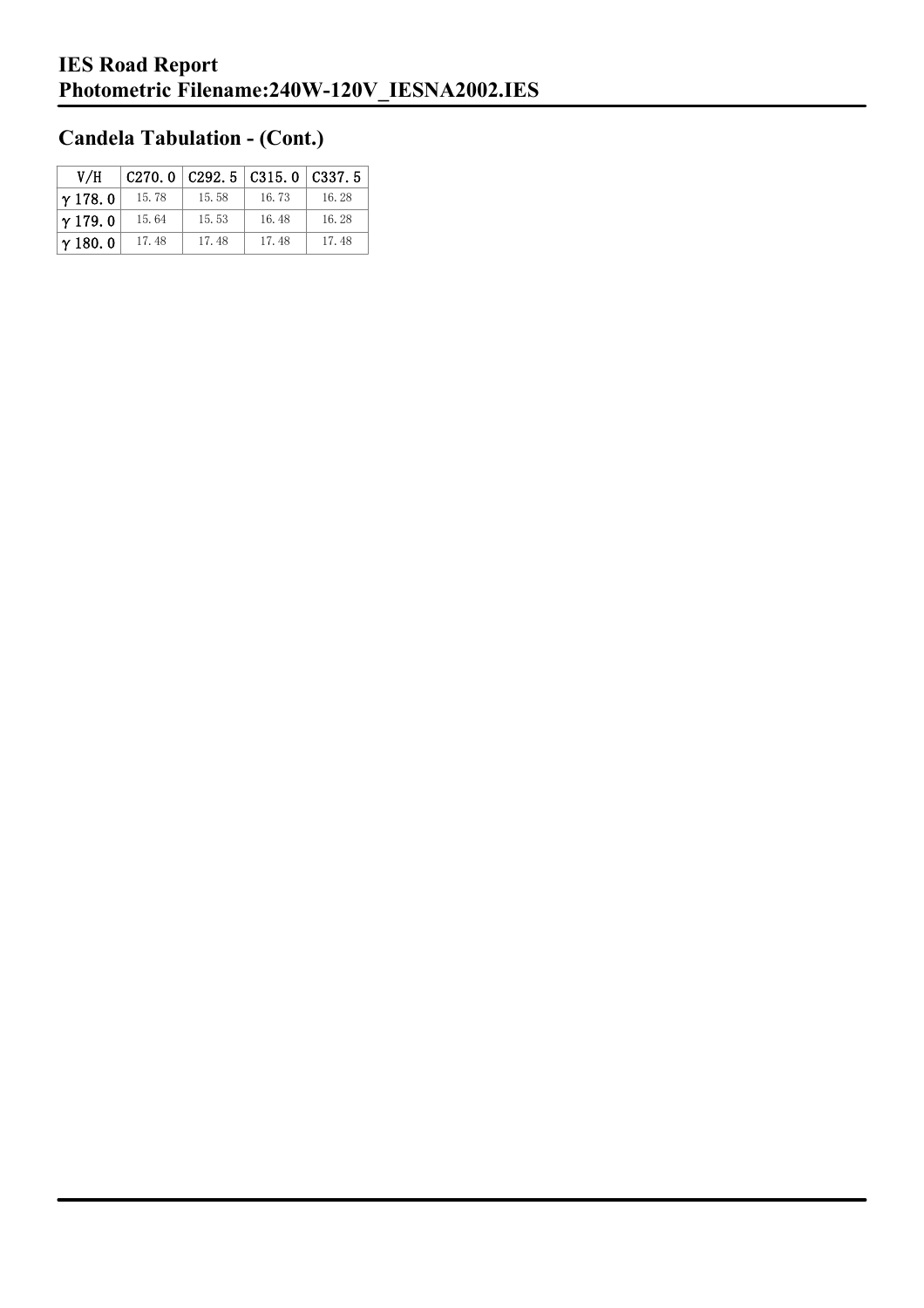## Candela Tabulation - (Cont.)

| V/H | C270.0 | C292.5 | C315.0 | C337.5 |
|---|---|---|---|---|
| γ 178.0 | 15.78 | 15.58 | 16.73 | 16.28 |
| γ 179.0 | 15.64 | 15.53 | 16.48 | 16.28 |
| γ 180.0 | 17.48 | 17.48 | 17.48 | 17.48 |